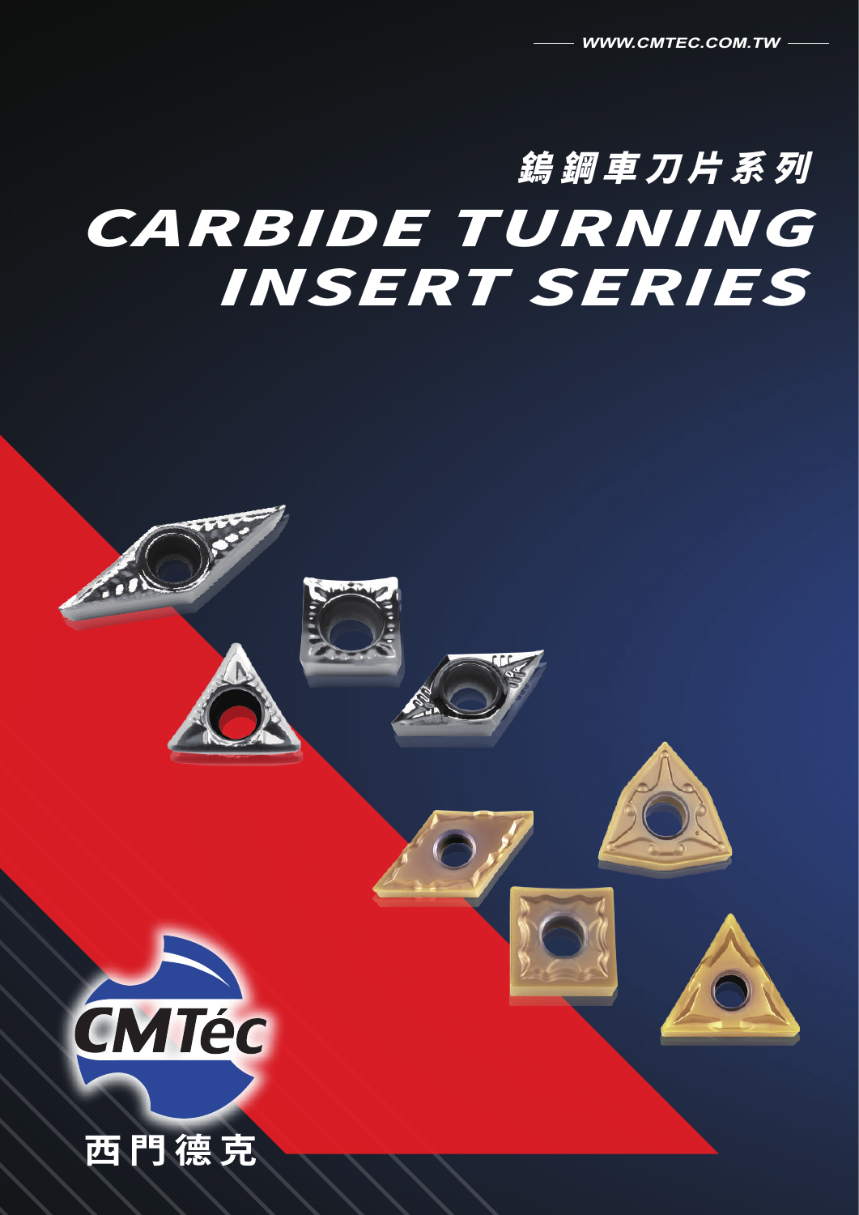WWW.CMTEC.COM.TW

# 鎢鋼車刀片系列

# CARBIDE TURNING INSERT SERIES

CMTéc

西門德克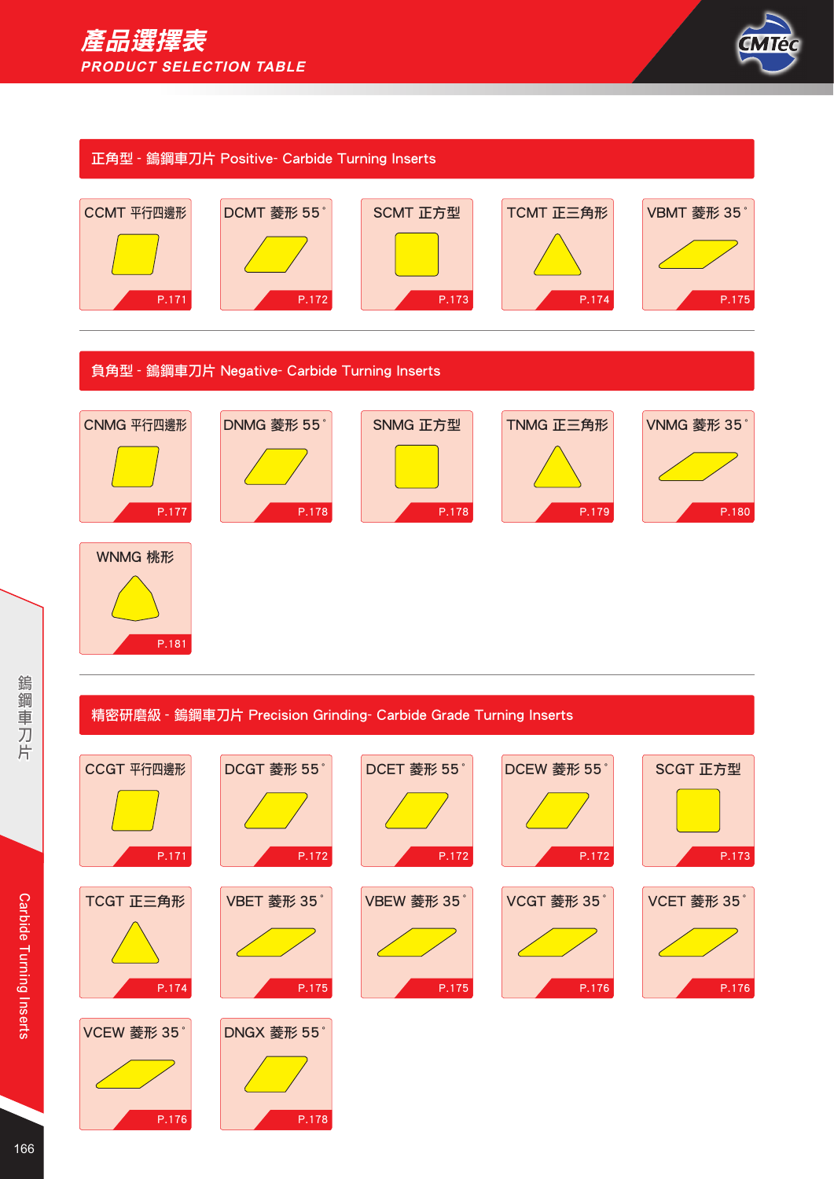# 產品選擇表
## PRODUCT SELECTION TABLE

### 正角型 - 鎢鋼車刀片 Positive- Carbide Turning Inserts

| 型號 | 形狀 | 頁碼 |
|---|---|---|
| CCMT | 平行四邊形 | P.171 |
| DCMT | 菱形 55° | P.172 |
| SCMT | 正方型 | P.173 |
| TCMT | 正三角形 | P.174 |
| VBMT | 菱形 35° | P.175 |

### 負角型 - 鎢鋼車刀片 Negative- Carbide Turning Inserts

| 型號 | 形狀 | 頁碼 |
|---|---|---|
| CNMG | 平行四邊形 | P.177 |
| DNMG | 菱形 55° | P.178 |
| SNMG | 正方型 | P.178 |
| TNMG | 正三角形 | P.179 |
| VNMG | 菱形 35° | P.180 |
| WNMG | 桃形 | P.181 |

### 精密研磨級 - 鎢鋼車刀片 Precision Grinding- Carbide Grade Turning Inserts

| 型號 | 形狀 | 頁碼 |
|---|---|---|
| CCGT | 平行四邊形 | P.171 |
| DCGT | 菱形 55° | P.172 |
| DCET | 菱形 55° | P.172 |
| DCEW | 菱形 55° | P.172 |
| SCGT | 正方型 | P.173 |
| TCGT | 正三角形 | P.174 |
| VBET | 菱形 35° | P.175 |
| VBEW | 菱形 35° | P.175 |
| VCGT | 菱形 35° | P.176 |
| VCET | 菱形 35° | P.176 |
| VCEW | 菱形 35° | P.176 |
| DNGX | 菱形 55° | P.178 |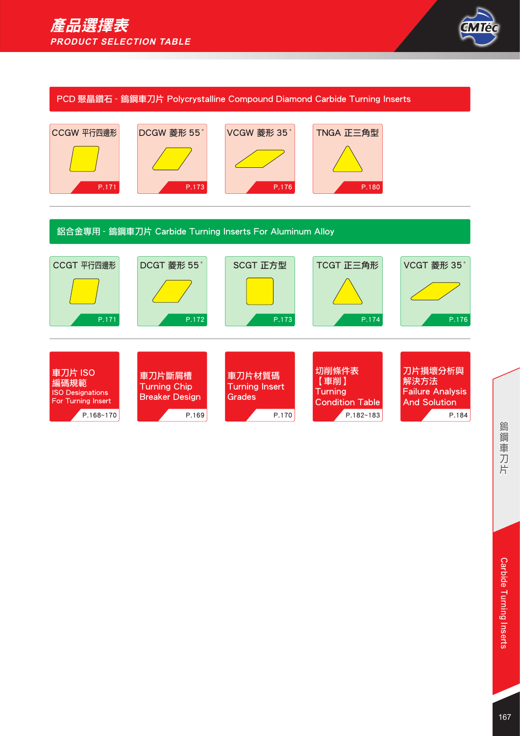# 產品選擇表
## PRODUCT SELECTION TABLE

### PCD 聚晶鑽石 - 鎢鋼車刀片 Polycrystalline Compound Diamond Carbide Turning Inserts

| 型號 | 頁碼 |
|---|---|
| CCGW 平行四邊形 | P.171 |
| DCGW 菱形 55° | P.173 |
| VCGW 菱形 35° | P.176 |
| TNGA 正三角型 | P.180 |

### 鋁合金專用 - 鎢鋼車刀片 Carbide Turning Inserts For Aluminum Alloy

| 型號 | 頁碼 |
|---|---|
| CCGT 平行四邊形 | P.171 |
| DCGT 菱形 55° | P.172 |
| SCGT 正方型 | P.173 |
| TCGT 正三角形 | P.174 |
| VCGT 菱形 35° | P.176 |

| 項目 | 頁碼 |
|---|---|
| 車刀片 ISO 編碼規範 ISO Designations For Turning Insert | P.168~170 |
| 車刀片斷屑槽 Turning Chip Breaker Design | P.169 |
| 車刀片材質碼 Turning Insert Grades | P.170 |
| 切削條件表【車削】Turning Condition Table | P.182~183 |
| 刀片損壞分析與解決方法 Failure Analysis And Solution | P.184 |

鎢鋼車刀片

Carbide Turning Inserts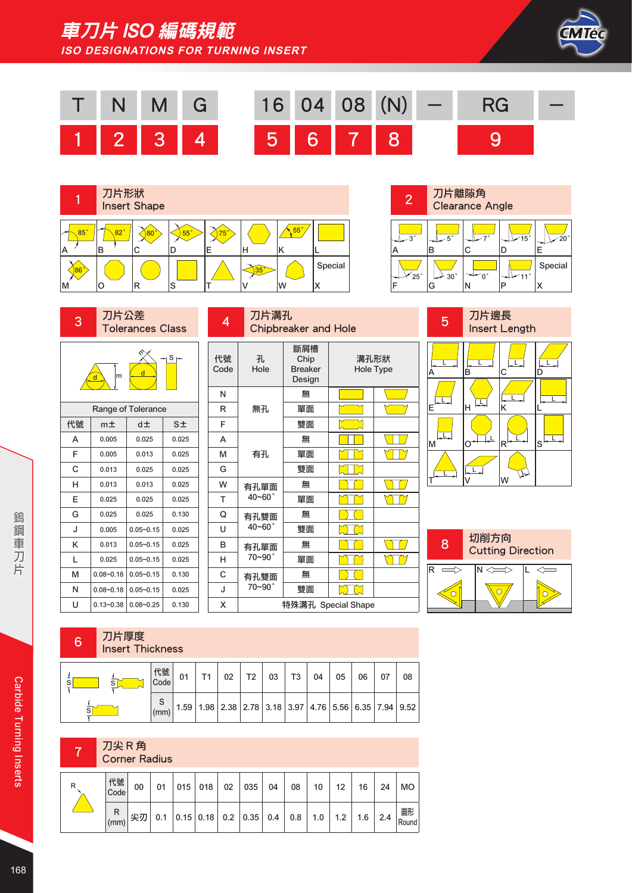# 車刀片 ISO 編碼規範

## ISO DESIGNATIONS FOR TURNING INSERT

| T | N | M | G | 16 | 04 | 08 | (N) | — | RG | — |
|---|---|---|---|---|---|---|---|---|---|---|
| 1 | 2 | 3 | 4 | 5 | 6 | 7 | 8 | | 9 | |

### 1 刀片形狀 Insert Shape

| | | | | | | | |
|---|---|---|---|---|---|---|---|
| 85° A | 82° B | 80° C | 55° D | 75° E | H | 55° K | L |
| 86° M | O | R | S | T | 35° V | W | Special X |

### 2 刀片離隙角 Clearance Angle

| | | | | |
|---|---|---|---|---|
| 3° A | 5° B | 7° C | 15° D | 20° E |
| 25° F | 30° G | 0° N | 11° P | Special X |

### 3 刀片公差 Tolerances Class

| 代號 | m± | d± | S± |
|---|---|---|---|
| | Range of Tolerance | | |
| A | 0.005 | 0.025 | 0.025 |
| F | 0.005 | 0.013 | 0.025 |
| C | 0.013 | 0.025 | 0.025 |
| H | 0.013 | 0.013 | 0.025 |
| E | 0.025 | 0.025 | 0.025 |
| G | 0.025 | 0.025 | 0.130 |
| J | 0.005 | 0.05~0.15 | 0.025 |
| K | 0.013 | 0.05~0.15 | 0.025 |
| L | 0.025 | 0.05~0.15 | 0.025 |
| M | 0.08~0.18 | 0.05~0.15 | 0.130 |
| N | 0.08~0.18 | 0.05~0.15 | 0.025 |
| U | 0.13~0.38 | 0.08~0.25 | 0.130 |

### 4 刀片溝孔 Chipbreaker and Hole

| 代號 Code | 孔 Hole | 斷屑槽 Chip Breaker Design | 溝孔形狀 Hole Type |
|---|---|---|---|
| N | 無孔 | 無 | |
| R | 無孔 | 單面 | |
| F | 無孔 | 雙面 | |
| A | 有孔 | 無 | |
| M | 有孔 | 單面 | |
| G | 有孔 | 雙面 | |
| W | 有孔單面 40~60° | 無 | |
| T | 有孔單面 40~60° | 單面 | |
| Q | 有孔雙面 40~60° | 無 | |
| U | 有孔雙面 40~60° | 雙面 | |
| B | 有孔單面 70~90° | 無 | |
| H | 有孔單面 70~90° | 單面 | |
| C | 有孔雙面 70~90° | 無 | |
| J | 有孔雙面 70~90° | 雙面 | |
| X | 特殊溝孔 Special Shape | | |

### 5 刀片邊長 Insert Length

| | | | |
|---|---|---|---|
| A | B | C | D |
| E | H | K | L |
| M | O | R | S |
| T | V | W | |

### 8 切削方向 Cutting Direction

| R | N | L |
|---|---|---|

### 6 刀片厚度 Insert Thickness

| 代號 Code | 01 | T1 | 02 | T2 | 03 | T3 | 04 | 05 | 06 | 07 | 08 |
|---|---|---|---|---|---|---|---|---|---|---|---|
| S (mm) | 1.59 | 1.98 | 2.38 | 2.78 | 3.18 | 3.97 | 4.76 | 5.56 | 6.35 | 7.94 | 9.52 |

### 7 刀尖 R 角 Corner Radius

| 代號 Code | 00 | 01 | 015 | 018 | 02 | 035 | 04 | 08 | 10 | 12 | 16 | 24 | MO |
|---|---|---|---|---|---|---|---|---|---|---|---|---|---|
| R (mm) | 尖刃 | 0.1 | 0.15 | 0.18 | 0.2 | 0.35 | 0.4 | 0.8 | 1.0 | 1.2 | 1.6 | 2.4 | 圓形 Round |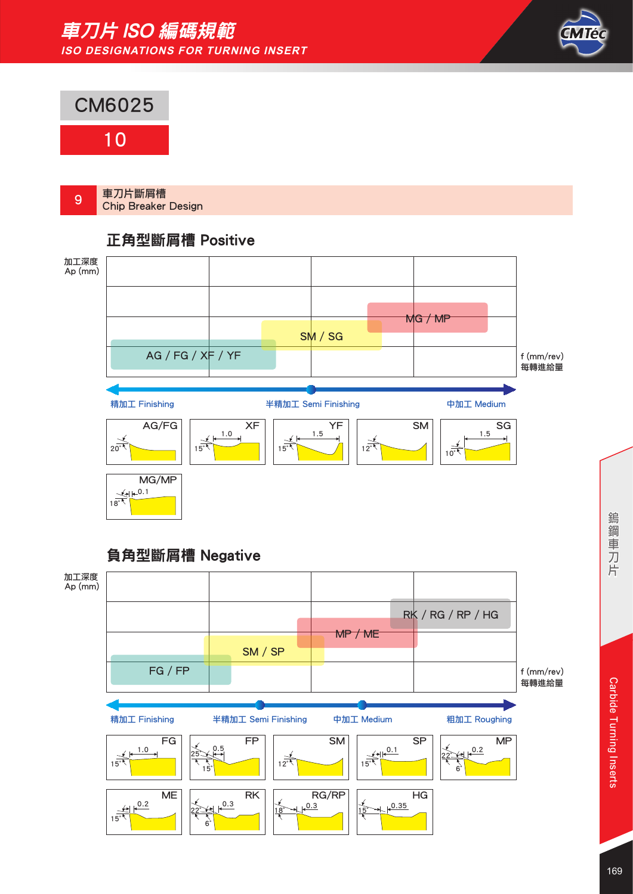# 車刀片 ISO 編碼規範
## ISO DESIGNATIONS FOR TURNING INSERT

CM6025

10

## 9 車刀片斷屑槽 Chip Breaker Design

### 正角型斷屑槽 Positive

加工深度 Ap (mm)

AG / FG / XF / YF

SM / SG

MG / MP

f (mm/rev) 每轉進給量

精加工 Finishing — 半精加工 Semi Finishing — 中加工 Medium

AG/FG: 20°

XF: 1.0, 15°

YF: 1.5, 15°

SM: 12°

SG: 1.5, 10°

MG/MP: 0.1, 18°

### 負角型斷屑槽 Negative

加工深度 Ap (mm)

FG / FP

SM / SP

MP / ME

RK / RG / RP / HG

f (mm/rev) 每轉進給量

精加工 Finishing — 半精加工 Semi Finishing — 中加工 Medium — 粗加工 Roughing

FG: 1.0, 15°

FP: 0.5, 25°, 15°

SM: 12°

SP: 0.1, 15°

MP: 0.2, 22°, 6°

ME: 0.2, 15°

RK: 0.3, 22°, 6°

RG/RP: 0.3, 18°

HG: 0.35, 15°

鎢鋼車刀片

Carbide Turning Inserts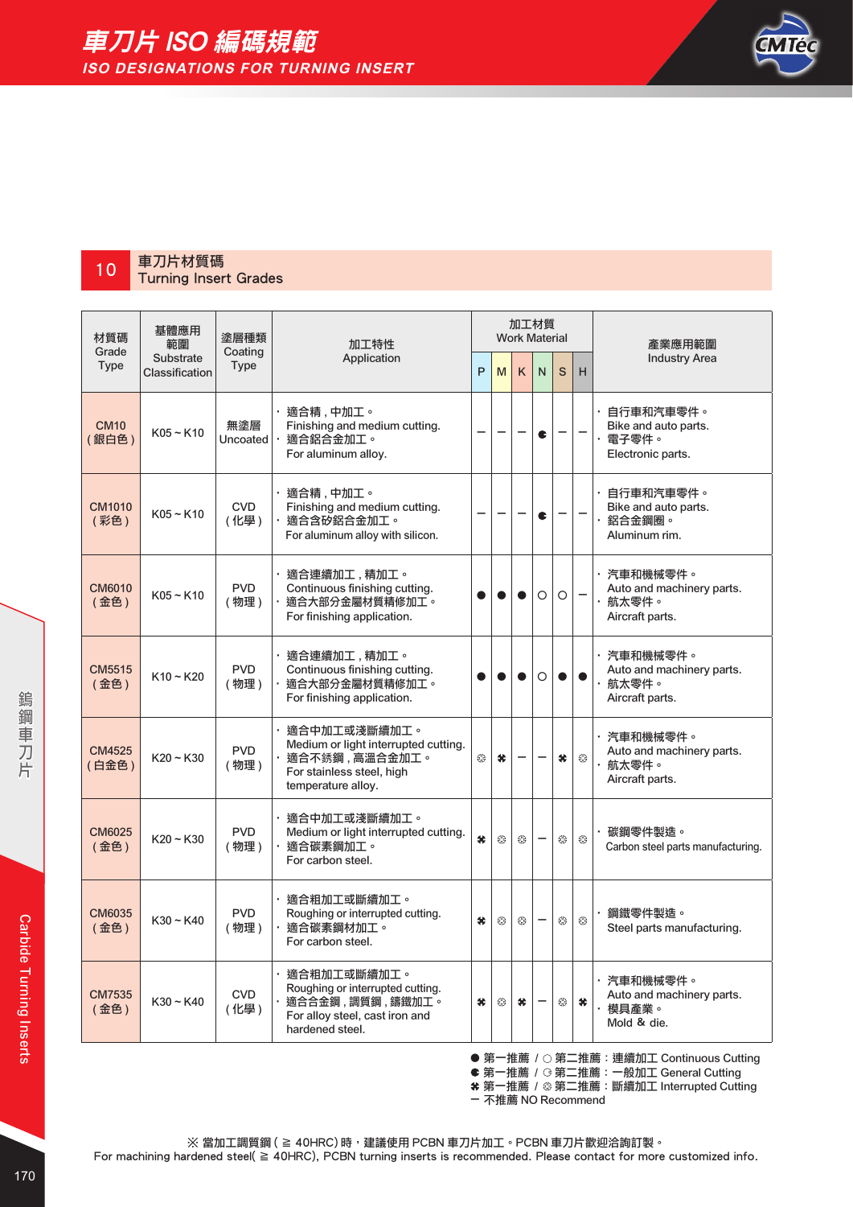# 車刀片 ISO 編碼規範

## ISO DESIGNATIONS FOR TURNING INSERT

## 10 車刀片材質碼 Turning Insert Grades

| 材質碼 Grade Type | 基體應用範圍 Substrate Classification | 塗層種類 Coating Type | 加工特性 Application | 加工材質 Work Material | | | | | | 產業應用範圍 Industry Area |
|---|---|---|---|---|---|---|---|---|---|---|
| | | | | P | M | K | N | S | H | |
| CM10 (銀白色) | K05 ~ K10 | 無塗層 Uncoated | · 適合精，中加工。 Finishing and medium cutting. · 適合鋁合金加工。 For aluminum alloy. | ─ | ─ | ─ | ◐ | ─ | ─ | · 自行車和汽車零件。 Bike and auto parts. · 電子零件。 Electronic parts. |
| CM1010 (彩色) | K05 ~ K10 | CVD (化學) | · 適合精，中加工。 Finishing and medium cutting. · 適合含矽鋁合金加工。 For aluminum alloy with silicon. | ─ | ─ | ─ | ◐ | ─ | ─ | · 自行車和汽車零件。 Bike and auto parts. · 鋁合金鋼圈。 Aluminum rim. |
| CM6010 (金色) | K05 ~ K10 | PVD (物理) | · 適合連續加工，精加工。 Continuous finishing cutting. · 適合大部分金屬材質精修加工。 For finishing application. | ● | ● | ● | ○ | ○ | ─ | · 汽車和機械零件。 Auto and machinery parts. · 航太零件。 Aircraft parts. |
| CM5515 (金色) | K10 ~ K20 | PVD (物理) | · 適合連續加工，精加工。 Continuous finishing cutting. · 適合大部分金屬材質精修加工。 For finishing application. | ● | ● | ● | ○ | ● | ● | · 汽車和機械零件。 Auto and machinery parts. · 航太零件。 Aircraft parts. |
| CM4525 (白金色) | K20 ~ K30 | PVD (物理) | · 適合中加工或淺斷續加工。 Medium or light interrupted cutting. · 適合不銹鋼，高溫合金加工。 For stainless steel, high temperature alloy. | ❂ | ✱ | ─ | ─ | ✱ | ❂ | · 汽車和機械零件。 Auto and machinery parts. · 航太零件。 Aircraft parts. |
| CM6025 (金色) | K20 ~ K30 | PVD (物理) | · 適合中加工或淺斷續加工。 Medium or light interrupted cutting. · 適合碳素鋼加工。 For carbon steel. | ✱ | ❂ | ❂ | ─ | ❂ | ❂ | · 碳鋼零件製造。 Carbon steel parts manufacturing. |
| CM6035 (金色) | K30 ~ K40 | PVD (物理) | · 適合粗加工或斷續加工。 Roughing or interrupted cutting. · 適合碳素鋼材加工。 For carbon steel. | ✱ | ❂ | ❂ | ─ | ❂ | ❂ | · 鋼鐵零件製造。 Steel parts manufacturing. |
| CM7535 (金色) | K30 ~ K40 | CVD (化學) | · 適合粗加工或斷續加工。 Roughing or interrupted cutting. · 適合合金鋼，調質鋼，鑄鐵加工。 For alloy steel, cast iron and hardened steel. | ✱ | ❂ | ✱ | ─ | ❂ | ✱ | · 汽車和機械零件。 Auto and machinery parts. · 模具產業。 Mold & die. |

● 第一推薦 / ○ 第二推薦：連續加工 Continuous Cutting
◐ 第一推薦 / ◑ 第二推薦：一般加工 General Cutting
✱ 第一推薦 / ❂ 第二推薦：斷續加工 Interrupted Cutting
─ 不推薦 NO Recommend

※ 當加工調質鋼 ( ≧ 40HRC) 時，建議使用 PCBN 車刀片加工。PCBN 車刀片歡迎洽詢訂製。
For machining hardened steel( ≧ 40HRC), PCBN turning inserts is recommended. Please contact for more customized info.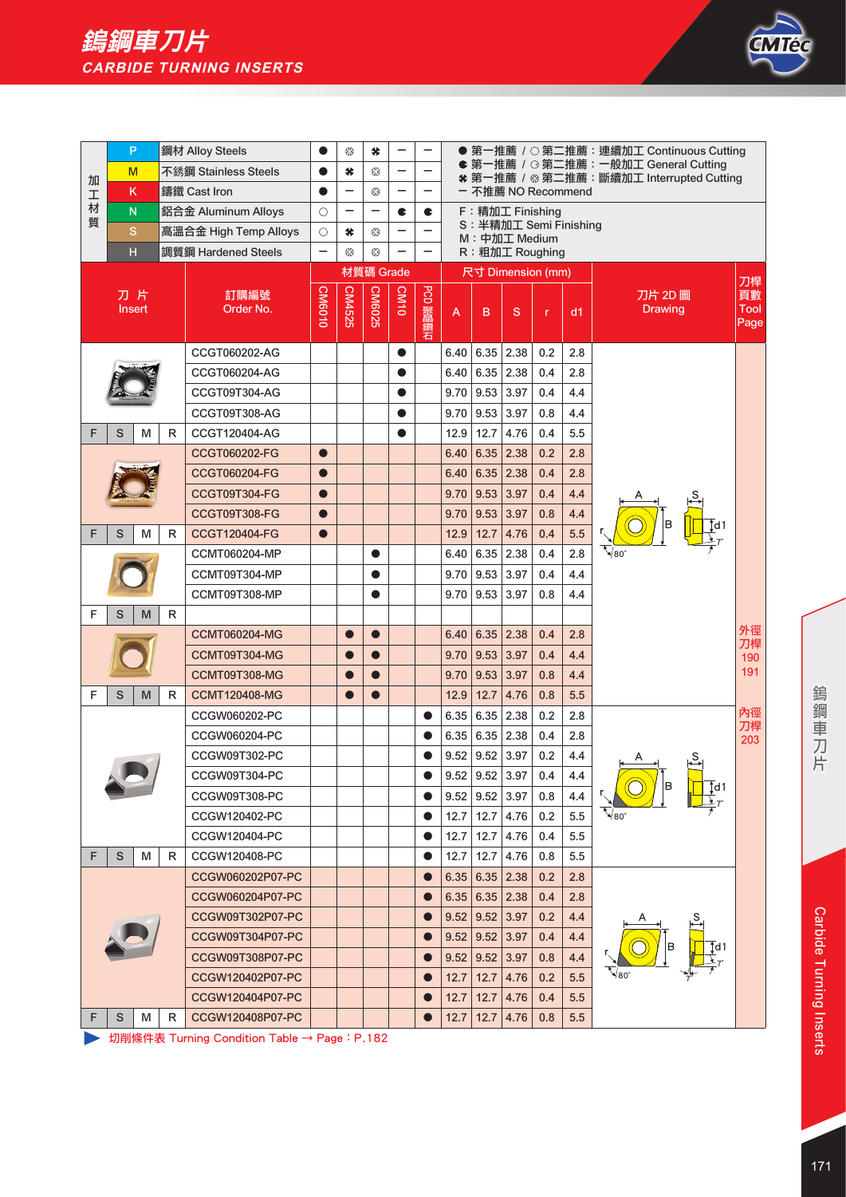# 鎢鋼車刀片
## CARBIDE TURNING INSERTS

| 加工材質 | | CM6010 | CM4525 | CM6025 | CM10 | PCD 聚晶鑽石 |
|---|---|---|---|---|---|---|
| P | 鋼材 Alloy Steels | ● | ⚙ | ✱ | ー | ー |
| M | 不銹鋼 Stainless Steels | ● | ✱ | ⚙ | ー | ー |
| K | 鑄鐵 Cast Iron | ● | ー | ⚙ | ー | ー |
| N | 鋁合金 Aluminum Alloys | ○ | ー | ー | ◐ | ◐ |
| S | 高溫合金 High Temp Alloys | ○ | ✱ | ⚙ | ー | ー |
| H | 調質鋼 Hardened Steels | ー | ⚙ | ⚙ | ー | ー |

● 第一推薦 / ○ 第二推薦：連續加工 Continuous Cutting
◐ 第一推薦 / ◌ 第二推薦：一般加工 General Cutting
✱ 第一推薦 / ⚙ 第二推薦：斷續加工 Interrupted Cutting
ー 不推薦 NO Recommend

F：精加工 Finishing
S：半精加工 Semi Finishing
M：中加工 Medium
R：粗加工 Roughing

| 刀片 Insert | 訂購編號 Order No. | CM6010 | CM4525 | CM6025 | CM10 | PCD 聚晶鑽石 | A | B | S | r | d1 | 刀片 2D 圖 Drawing | 刀桿頁數 Tool Page |
|---|---|---|---|---|---|---|---|---|---|---|---|---|---|
| | CCGT060202-AG | | | | ● | | 6.40 | 6.35 | 2.38 | 0.2 | 2.8 | | |
| | CCGT060204-AG | | | | ● | | 6.40 | 6.35 | 2.38 | 0.4 | 2.8 | | |
| | CCGT09T304-AG | | | | ● | | 9.70 | 9.53 | 3.97 | 0.4 | 4.4 | | |
| | CCGT09T308-AG | | | | ● | | 9.70 | 9.53 | 3.97 | 0.8 | 4.4 | | |
| F S M R | CCGT120404-AG | | | | ● | | 12.9 | 12.7 | 4.76 | 0.4 | 5.5 | | |
| | CCGT060202-FG | ● | | | | | 6.40 | 6.35 | 2.38 | 0.2 | 2.8 | | |
| | CCGT060204-FG | ● | | | | | 6.40 | 6.35 | 2.38 | 0.4 | 2.8 | | |
| | CCGT09T304-FG | ● | | | | | 9.70 | 9.53 | 3.97 | 0.4 | 4.4 | | |
| | CCGT09T308-FG | ● | | | | | 9.70 | 9.53 | 3.97 | 0.8 | 4.4 | | |
| F S M R | CCGT120404-FG | ● | | | | | 12.9 | 12.7 | 4.76 | 0.4 | 5.5 | | |
| | CCMT060204-MP | | | ● | | | 6.40 | 6.35 | 2.38 | 0.4 | 2.8 | | |
| | CCMT09T304-MP | | | ● | | | 9.70 | 9.53 | 3.97 | 0.4 | 4.4 | | |
| | CCMT09T308-MP | | | ● | | | 9.70 | 9.53 | 3.97 | 0.8 | 4.4 | | |
| F S M R | | | | | | | | | | | | | |
| | CCMT060204-MG | | ● | ● | | | 6.40 | 6.35 | 2.38 | 0.4 | 2.8 | | 外徑刀桿 190 191 |
| | CCMT09T304-MG | | ● | ● | | | 9.70 | 9.53 | 3.97 | 0.4 | 4.4 | | |
| | CCMT09T308-MG | | ● | ● | | | 9.70 | 9.53 | 3.97 | 0.8 | 4.4 | | |
| F S M R | CCMT120408-MG | | ● | ● | | | 12.9 | 12.7 | 4.76 | 0.8 | 5.5 | | |
| | CCGW060202-PC | | | | | ● | 6.35 | 6.35 | 2.38 | 0.2 | 2.8 | | 內徑刀桿 203 |
| | CCGW060204-PC | | | | | ● | 6.35 | 6.35 | 2.38 | 0.4 | 2.8 | | |
| | CCGW09T302-PC | | | | | ● | 9.52 | 9.52 | 3.97 | 0.2 | 4.4 | | |
| | CCGW09T304-PC | | | | | ● | 9.52 | 9.52 | 3.97 | 0.4 | 4.4 | | |
| | CCGW09T308-PC | | | | | ● | 9.52 | 9.52 | 3.97 | 0.8 | 4.4 | | |
| | CCGW120402-PC | | | | | ● | 12.7 | 12.7 | 4.76 | 0.2 | 5.5 | | |
| | CCGW120404-PC | | | | | ● | 12.7 | 12.7 | 4.76 | 0.4 | 5.5 | | |
| F S M R | CCGW120408-PC | | | | | ● | 12.7 | 12.7 | 4.76 | 0.8 | 5.5 | | |
| | CCGW060202P07-PC | | | | | ● | 6.35 | 6.35 | 2.38 | 0.2 | 2.8 | | |
| | CCGW060204P07-PC | | | | | ● | 6.35 | 6.35 | 2.38 | 0.4 | 2.8 | | |
| | CCGW09T302P07-PC | | | | | ● | 9.52 | 9.52 | 3.97 | 0.2 | 4.4 | | |
| | CCGW09T304P07-PC | | | | | ● | 9.52 | 9.52 | 3.97 | 0.4 | 4.4 | | |
| | CCGW09T308P07-PC | | | | | ● | 9.52 | 9.52 | 3.97 | 0.8 | 4.4 | | |
| | CCGW120402P07-PC | | | | | ● | 12.7 | 12.7 | 4.76 | 0.2 | 5.5 | | |
| | CCGW120404P07-PC | | | | | ● | 12.7 | 12.7 | 4.76 | 0.4 | 5.5 | | |
| F S M R | CCGW120408P07-PC | | | | | ● | 12.7 | 12.7 | 4.76 | 0.8 | 5.5 | | |

▶ 切削條件表 Turning Condition Table → Page：P.182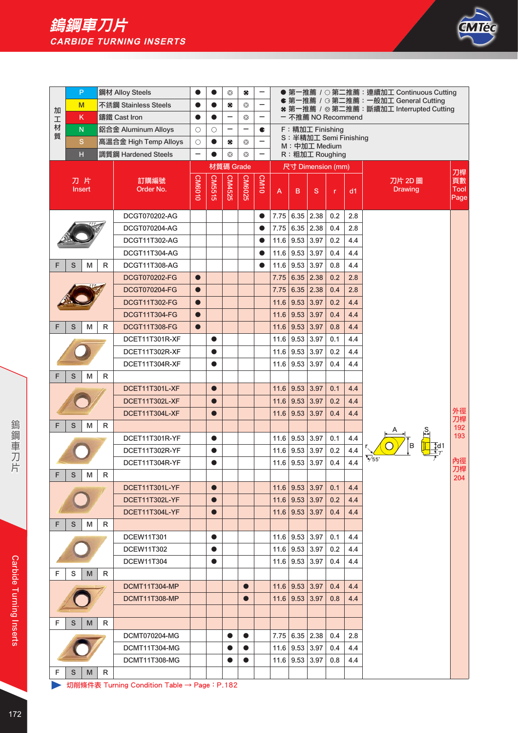# 鎢鋼車刀片

## CARBIDE TURNING INSERTS

| 加工材質 | | | CM6010 | CM5515 | CM4525 | CM6025 | CM10 |
|---|---|---|---|---|---|---|---|
| P | 鋼材 Alloy Steels | | ● | ● | ❂ | ✤ | ー |
| M | 不銹鋼 Stainless Steels | | ● | ● | ✤ | ❂ | ー |
| K | 鑄鐵 Cast Iron | | ● | ● | ー | ❂ | ー |
| N | 鋁合金 Aluminum Alloys | | ○ | ○ | ー | ー | ◐ |
| S | 高溫合金 High Temp Alloys | | ○ | ● | ✤ | ❂ | ー |
| H | 調質鋼 Hardened Steels | | ー | ● | ❂ | ❂ | ー |

- ● 第一推薦 / ○ 第二推薦：連續加工 Continuous Cutting
- ◐ 第一推薦 / ○ 第二推薦：一般加工 General Cutting
- ✤ 第一推薦 / ❂ 第二推薦：斷續加工 Interrupted Cutting
- ー 不推薦 NO Recommend

- F：精加工 Finishing
- S：半精加工 Semi Finishing
- M：中加工 Medium
- R：粗加工 Roughing

| 刀片 Insert | 訂購編號 Order No. | CM6010 | CM5515 | CM4525 | CM6025 | CM10 | A | B | S | r | d1 |
|---|---|---|---|---|---|---|---|---|---|---|---|
| F S M R | DCGT070202-AG | | | | | ● | 7.75 | 6.35 | 2.38 | 0.2 | 2.8 |
| | DCGT070204-AG | | | | | ● | 7.75 | 6.35 | 2.38 | 0.4 | 2.8 |
| | DCGT11T302-AG | | | | | ● | 11.6 | 9.53 | 3.97 | 0.2 | 4.4 |
| | DCGT11T304-AG | | | | | ● | 11.6 | 9.53 | 3.97 | 0.4 | 4.4 |
| | DCGT11T308-AG | | | | | ● | 11.6 | 9.53 | 3.97 | 0.8 | 4.4 |
| F S M R | DCGT070202-FG | ● | | | | | 7.75 | 6.35 | 2.38 | 0.2 | 2.8 |
| | DCGT070204-FG | ● | | | | | 7.75 | 6.35 | 2.38 | 0.4 | 2.8 |
| | DCGT11T302-FG | ● | | | | | 11.6 | 9.53 | 3.97 | 0.2 | 4.4 |
| | DCGT11T304-FG | ● | | | | | 11.6 | 9.53 | 3.97 | 0.4 | 4.4 |
| | DCGT11T308-FG | ● | | | | | 11.6 | 9.53 | 3.97 | 0.8 | 4.4 |
| F S M R | DCET11T301R-XF | | ● | | | | 11.6 | 9.53 | 3.97 | 0.1 | 4.4 |
| | DCET11T302R-XF | | ● | | | | 11.6 | 9.53 | 3.97 | 0.2 | 4.4 |
| | DCET11T304R-XF | | ● | | | | 11.6 | 9.53 | 3.97 | 0.4 | 4.4 |
| F S M R | DCET11T301L-XF | | ● | | | | 11.6 | 9.53 | 3.97 | 0.1 | 4.4 |
| | DCET11T302L-XF | | ● | | | | 11.6 | 9.53 | 3.97 | 0.2 | 4.4 |
| | DCET11T304L-XF | | ● | | | | 11.6 | 9.53 | 3.97 | 0.4 | 4.4 |
| F S M R | DCET11T301R-YF | | ● | | | | 11.6 | 9.53 | 3.97 | 0.1 | 4.4 |
| | DCET11T302R-YF | | ● | | | | 11.6 | 9.53 | 3.97 | 0.2 | 4.4 |
| | DCET11T304R-YF | | ● | | | | 11.6 | 9.53 | 3.97 | 0.4 | 4.4 |
| F S M R | DCET11T301L-YF | | ● | | | | 11.6 | 9.53 | 3.97 | 0.1 | 4.4 |
| | DCET11T302L-YF | | ● | | | | 11.6 | 9.53 | 3.97 | 0.2 | 4.4 |
| | DCET11T304L-YF | | ● | | | | 11.6 | 9.53 | 3.97 | 0.4 | 4.4 |
| F S M R | DCEW11T301 | | ● | | | | 11.6 | 9.53 | 3.97 | 0.1 | 4.4 |
| | DCEW11T302 | | ● | | | | 11.6 | 9.53 | 3.97 | 0.2 | 4.4 |
| | DCEW11T304 | | ● | | | | 11.6 | 9.53 | 3.97 | 0.4 | 4.4 |
| F S M R | DCMT11T304-MP | | | | ● | | 11.6 | 9.53 | 3.97 | 0.4 | 4.4 |
| | DCMT11T308-MP | | | | ● | | 11.6 | 9.53 | 3.97 | 0.8 | 4.4 |
| F S M R | DCMT070204-MG | | | ● | ● | | 7.75 | 6.35 | 2.38 | 0.4 | 2.8 |
| | DCMT11T304-MG | | | ● | ● | | 11.6 | 9.53 | 3.97 | 0.4 | 4.4 |
| | DCMT11T308-MG | | | ● | ● | | 11.6 | 9.53 | 3.97 | 0.8 | 4.4 |

刀片 2D 圖 Drawing: A, B, S, r, d1, 55°, 7°

刀桿頁數 Tool Page: 外徑刀桿 192, 193；內徑刀桿 204

▶ 切削條件表 Turning Condition Table → Page：P.182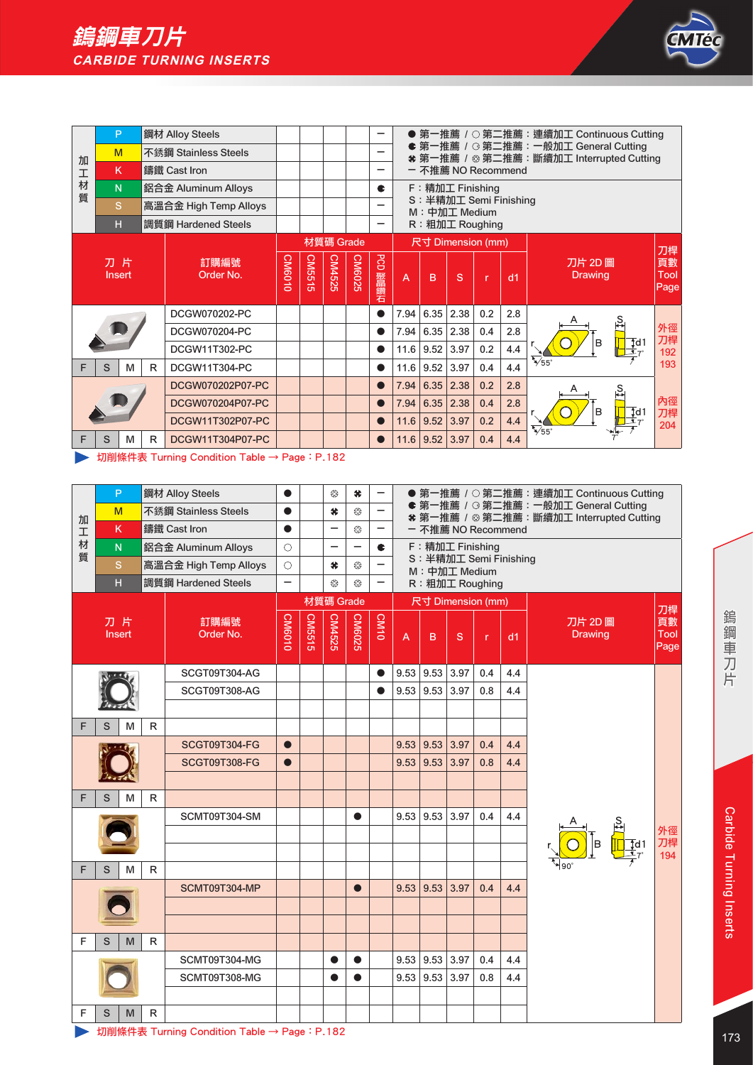# 鎢鋼車刀片

## CARBIDE TURNING INSERTS

| 加工材質 | | | CM6010 | CM5515 | CM4525 | CM6025 | PCD聚晶鑽石 |
|---|---|---|---|---|---|---|---|
| P | 鋼材 Alloy Steels | | | | | | − |
| M | 不銹鋼 Stainless Steels | | | | | | − |
| K | 鑄鐵 Cast Iron | | | | | | − |
| N | 鋁合金 Aluminum Alloys | | | | | | ◐ |
| S | 高溫合金 High Temp Alloys | | | | | | − |
| H | 調質鋼 Hardened Steels | | | | | | − |

● 第一推薦 / ○ 第二推薦：連續加工 Continuous Cutting
◐ 第一推薦 / ◌ 第二推薦：一般加工 General Cutting
✱ 第一推薦 / ❂ 第二推薦：斷續加工 Interrupted Cutting
− 不推薦 NO Recommend

F：精加工 Finishing
S：半精加工 Semi Finishing
M：中加工 Medium
R：粗加工 Roughing

| 刀片 Insert | 訂購編號 Order No. | CM6010 | CM5515 | CM4525 | CM6025 | PCD聚晶鑽石 | A | B | S | r | d1 | 刀片 2D 圖 Drawing | 刀桿頁數 Tool Page |
|---|---|---|---|---|---|---|---|---|---|---|---|---|---|
| F S M R | DCGW070202-PC | | | | | ● | 7.94 | 6.35 | 2.38 | 0.2 | 2.8 | 55° 7° | 外徑刀桿 192 193 |
| | DCGW070204-PC | | | | | ● | 7.94 | 6.35 | 2.38 | 0.4 | 2.8 | | |
| | DCGW11T302-PC | | | | | ● | 11.6 | 9.52 | 3.97 | 0.2 | 4.4 | | |
| | DCGW11T304-PC | | | | | ● | 11.6 | 9.52 | 3.97 | 0.4 | 4.4 | | |
| F S M R | DCGW070202P07-PC | | | | | ● | 7.94 | 6.35 | 2.38 | 0.2 | 2.8 | 55° 7° | 內徑刀桿 204 |
| | DCGW070204P07-PC | | | | | ● | 7.94 | 6.35 | 2.38 | 0.4 | 2.8 | | |
| | DCGW11T302P07-PC | | | | | ● | 11.6 | 9.52 | 3.97 | 0.2 | 4.4 | | |
| | DCGW11T304P07-PC | | | | | ● | 11.6 | 9.52 | 3.97 | 0.4 | 4.4 | | |

▶ 切削條件表 Turning Condition Table → Page：P.182

| 加工材質 | | | CM6010 | CM5515 | CM4525 | CM6025 | CM10 |
|---|---|---|---|---|---|---|---|
| P | 鋼材 Alloy Steels | ● | | ❂ | ✱ | − |
| M | 不銹鋼 Stainless Steels | ● | | ✱ | ❂ | − |
| K | 鑄鐵 Cast Iron | ● | | − | ❂ | − |
| N | 鋁合金 Aluminum Alloys | ○ | | − | − | ◐ |
| S | 高溫合金 High Temp Alloys | ○ | | ✱ | ❂ | − |
| H | 調質鋼 Hardened Steels | − | | ❂ | ❂ | − |

● 第一推薦 / ○ 第二推薦：連續加工 Continuous Cutting
◐ 第一推薦 / ◌ 第二推薦：一般加工 General Cutting
✱ 第一推薦 / ❂ 第二推薦：斷續加工 Interrupted Cutting
− 不推薦 NO Recommend

F：精加工 Finishing
S：半精加工 Semi Finishing
M：中加工 Medium
R：粗加工 Roughing

| 刀片 Insert | 訂購編號 Order No. | CM6010 | CM5515 | CM4525 | CM6025 | CM10 | A | B | S | r | d1 | 刀片 2D 圖 Drawing | 刀桿頁數 Tool Page |
|---|---|---|---|---|---|---|---|---|---|---|---|---|---|
| F S M R | SCGT09T304-AG | | | | | ● | 9.53 | 9.53 | 3.97 | 0.4 | 4.4 | 90° 7° | 外徑刀桿 194 |
| | SCGT09T308-AG | | | | | ● | 9.53 | 9.53 | 3.97 | 0.8 | 4.4 | | |
| F S M R | SCGT09T304-FG | ● | | | | | 9.53 | 9.53 | 3.97 | 0.4 | 4.4 | | |
| | SCGT09T308-FG | ● | | | | | 9.53 | 9.53 | 3.97 | 0.8 | 4.4 | | |
| F S M R | SCMT09T304-SM | | | | ● | | 9.53 | 9.53 | 3.97 | 0.4 | 4.4 | | |
| F S M R | SCMT09T304-MP | | | | ● | | 9.53 | 9.53 | 3.97 | 0.4 | 4.4 | | |
| F S M R | SCMT09T304-MG | | | ● | ● | | 9.53 | 9.53 | 3.97 | 0.4 | 4.4 | | |
| | SCMT09T308-MG | | | ● | ● | | 9.53 | 9.53 | 3.97 | 0.8 | 4.4 | | |

▶ 切削條件表 Turning Condition Table → Page：P.182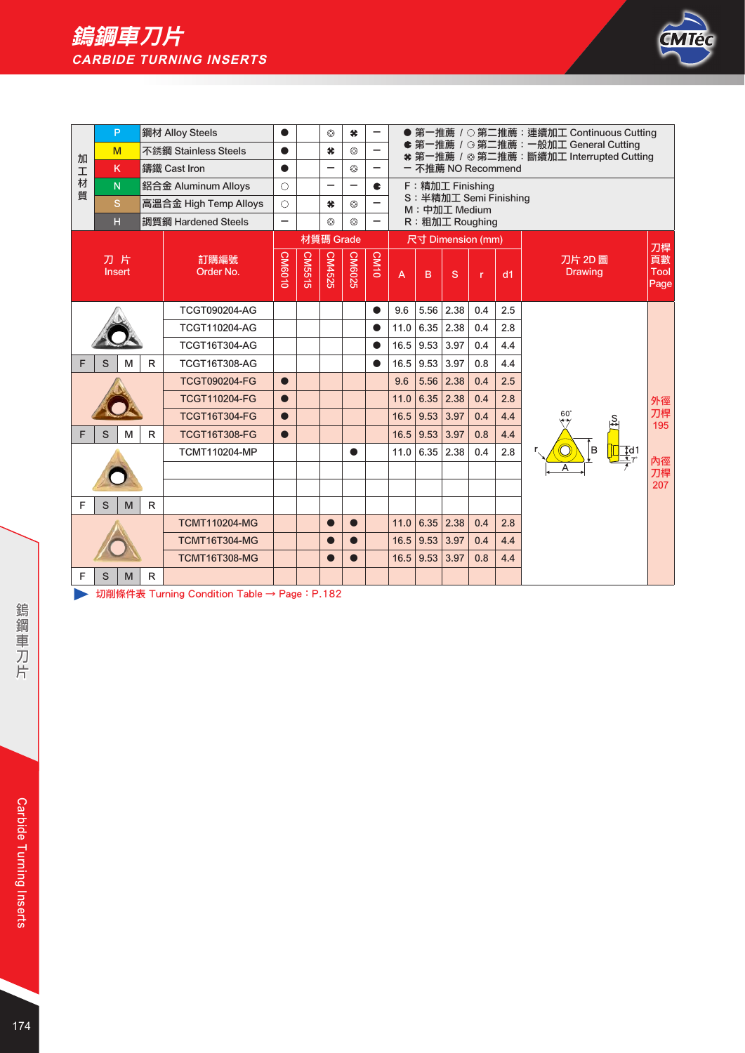# 鎢鋼車刀片

## CARBIDE TURNING INSERTS

| 加工材質 | | | | | | | |
|---|---|---|---|---|---|---|---|
| P | 鋼材 Alloy Steels | ● | | ❂ | ✱ | – | |
| M | 不銹鋼 Stainless Steels | ● | | ✱ | ❂ | – | |
| K | 鑄鐵 Cast Iron | ● | | – | ❂ | – | |
| N | 鋁合金 Aluminum Alloys | ○ | | – | – | ◐ | |
| S | 高溫合金 High Temp Alloys | ○ | | ✱ | ❂ | – | |
| H | 調質鋼 Hardened Steels | – | | ❂ | ❂ | – | |

● 第一推薦 / ○ 第二推薦：連續加工 Continuous Cutting
◐ 第一推薦 / ○ 第二推薦：一般加工 General Cutting
✱ 第一推薦 / ❂ 第二推薦：斷續加工 Interrupted Cutting
– 不推薦 NO Recommend

F：精加工 Finishing
S：半精加工 Semi Finishing
M：中加工 Medium
R：粗加工 Roughing

| 刀片 Insert | 訂購編號 Order No. | CM6010 | CM5515 | CM4525 | CM6025 | CM10 | A | B | S | r | d1 | 刀片 2D 圖 Drawing | 刀桿頁數 Tool Page |
|---|---|---|---|---|---|---|---|---|---|---|---|---|---|
| F S M R | TCGT090204-AG | | | | | ● | 9.6 | 5.56 | 2.38 | 0.4 | 2.5 | | 外徑刀桿 195 / 內徑刀桿 207 |
| | TCGT110204-AG | | | | | ● | 11.0 | 6.35 | 2.38 | 0.4 | 2.8 | | |
| | TCGT16T304-AG | | | | | ● | 16.5 | 9.53 | 3.97 | 0.4 | 4.4 | | |
| | TCGT16T308-AG | | | | | ● | 16.5 | 9.53 | 3.97 | 0.8 | 4.4 | | |
| F S M R | TCGT090204-FG | ● | | | | | 9.6 | 5.56 | 2.38 | 0.4 | 2.5 | | |
| | TCGT110204-FG | ● | | | | | 11.0 | 6.35 | 2.38 | 0.4 | 2.8 | | |
| | TCGT16T304-FG | ● | | | | | 16.5 | 9.53 | 3.97 | 0.4 | 4.4 | | |
| | TCGT16T308-FG | ● | | | | | 16.5 | 9.53 | 3.97 | 0.8 | 4.4 | | |
| F S M R | TCMT110204-MP | | | | ● | | 11.0 | 6.35 | 2.38 | 0.4 | 2.8 | | |
| F S M R | TCMT110204-MG | | | ● | ● | | 11.0 | 6.35 | 2.38 | 0.4 | 2.8 | | |
| | TCMT16T304-MG | | | ● | ● | | 16.5 | 9.53 | 3.97 | 0.4 | 4.4 | | |
| | TCMT16T308-MG | | | ● | ● | | 16.5 | 9.53 | 3.97 | 0.8 | 4.4 | | |

▶ 切削條件表 Turning Condition Table → Page：P.182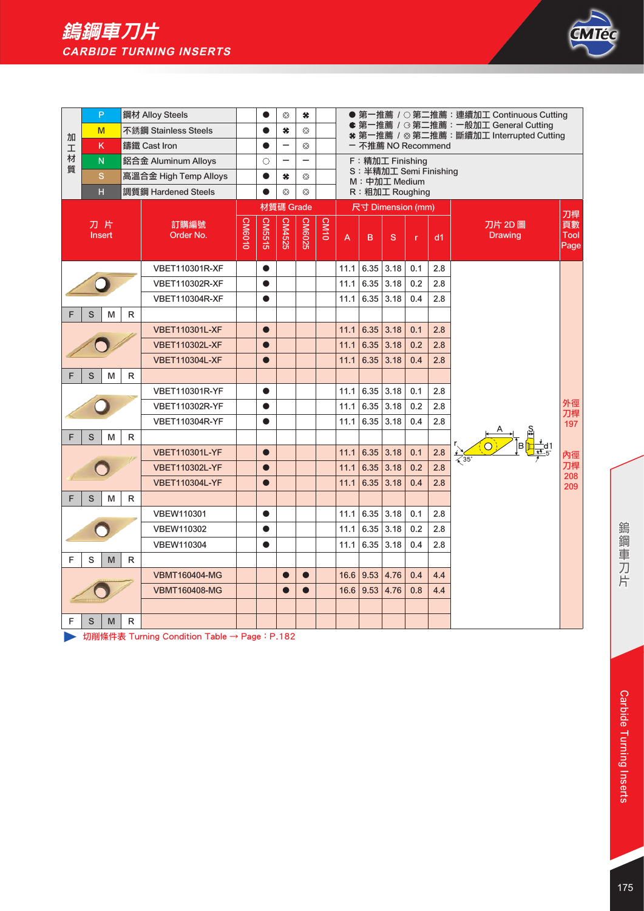# 鎢鋼車刀片
## CARBIDE TURNING INSERTS

| 加工材質 | | | | | | | | |
|---|---|---|---|---|---|---|---|---|
| P | 鋼材 Alloy Steels | | ● | ❂ | ✽ | |
| M | 不銹鋼 Stainless Steels | | ● | ✽ | ❂ | |
| K | 鑄鐵 Cast Iron | | ● | – | ❂ | |
| N | 鋁合金 Aluminum Alloys | | ○ | – | – | |
| S | 高溫合金 High Temp Alloys | | ● | ✽ | ❂ | |
| H | 調質鋼 Hardened Steels | | ● | ❂ | ❂ | |

● 第一推薦 / ○ 第二推薦：連續加工 Continuous Cutting
◐ 第一推薦 / ○ 第二推薦：一般加工 General Cutting
✽ 第一推薦 / ❂ 第二推薦：斷續加工 Interrupted Cutting
– 不推薦 NO Recommend

F：精加工 Finishing
S：半精加工 Semi Finishing
M：中加工 Medium
R：粗加工 Roughing

| 刀片 Insert | 訂購編號 Order No. | CM6010 | CM5515 | CM4525 | CM6025 | CM10 | A | B | S | r | d1 | 刀片 2D 圖 Drawing | 刀桿頁數 Tool Page |
|---|---|---|---|---|---|---|---|---|---|---|---|---|---|
| F S M R | VBET110301R-XF | | ● | | | | 11.1 | 6.35 | 3.18 | 0.1 | 2.8 | | 外徑刀桿 197 |
| | VBET110302R-XF | | ● | | | | 11.1 | 6.35 | 3.18 | 0.2 | 2.8 | | |
| | VBET110304R-XF | | ● | | | | 11.1 | 6.35 | 3.18 | 0.4 | 2.8 | | |
| F S M R | VBET110301L-XF | | ● | | | | 11.1 | 6.35 | 3.18 | 0.1 | 2.8 | | |
| | VBET110302L-XF | | ● | | | | 11.1 | 6.35 | 3.18 | 0.2 | 2.8 | | |
| | VBET110304L-XF | | ● | | | | 11.1 | 6.35 | 3.18 | 0.4 | 2.8 | | |
| F S M R | VBET110301R-YF | | ● | | | | 11.1 | 6.35 | 3.18 | 0.1 | 2.8 | | |
| | VBET110302R-YF | | ● | | | | 11.1 | 6.35 | 3.18 | 0.2 | 2.8 | | |
| | VBET110304R-YF | | ● | | | | 11.1 | 6.35 | 3.18 | 0.4 | 2.8 | | |
| F S M R | VBET110301L-YF | | ● | | | | 11.1 | 6.35 | 3.18 | 0.1 | 2.8 | | 內徑刀桿 208 209 |
| | VBET110302L-YF | | ● | | | | 11.1 | 6.35 | 3.18 | 0.2 | 2.8 | | |
| | VBET110304L-YF | | ● | | | | 11.1 | 6.35 | 3.18 | 0.4 | 2.8 | | |
| F S M R | VBEW110301 | | ● | | | | 11.1 | 6.35 | 3.18 | 0.1 | 2.8 | | |
| | VBEW110302 | | ● | | | | 11.1 | 6.35 | 3.18 | 0.2 | 2.8 | | |
| | VBEW110304 | | ● | | | | 11.1 | 6.35 | 3.18 | 0.4 | 2.8 | | |
| F S M R | VBMT160404-MG | | | ● | ● | | 16.6 | 9.53 | 4.76 | 0.4 | 4.4 | | |
| | VBMT160408-MG | | | ● | ● | | 16.6 | 9.53 | 4.76 | 0.8 | 4.4 | | |

切削條件表 Turning Condition Table → Page：P.182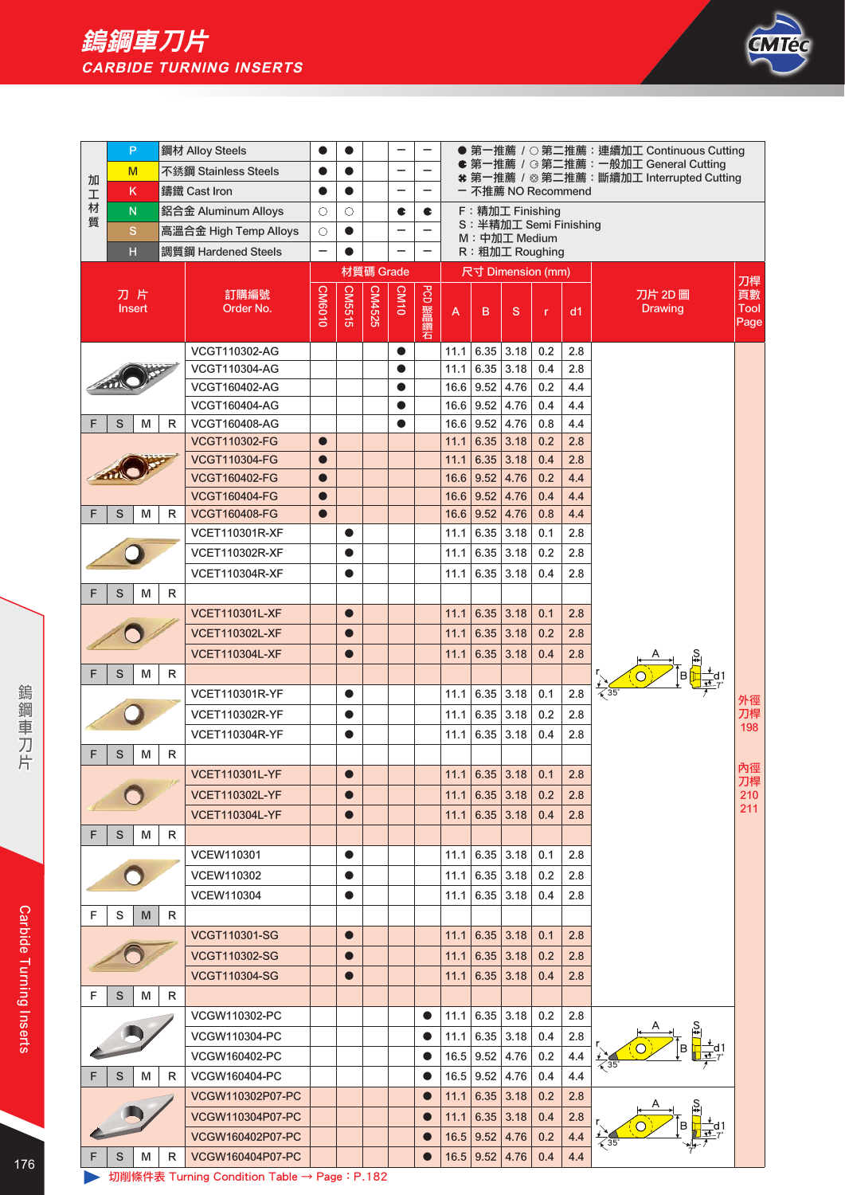# 鎢鋼車刀片
## CARBIDE TURNING INSERTS

| 加工材質 | | CM6010 | CM5515 | CM4525 | CM10 | PCD 聚晶鑽石 |
|---|---|---|---|---|---|---|
| P | 鋼材 Alloy Steels | ● | ● | | – | – |
| M | 不銹鋼 Stainless Steels | ● | ● | | – | – |
| K | 鑄鐵 Cast Iron | ● | ● | | – | – |
| N | 鋁合金 Aluminum Alloys | ○ | ○ | | ◐ | ◐ |
| S | 高溫合金 High Temp Alloys | ○ | ● | | – | – |
| H | 調質鋼 Hardened Steels | – | ● | | – | – |

● 第一推薦 / ○ 第二推薦：連續加工 Continuous Cutting
◐ 第一推薦 / ◌ 第二推薦：一般加工 General Cutting
✽ 第一推薦 / ✲ 第二推薦：斷續加工 Interrupted Cutting
– 不推薦 NO Recommend

F：精加工 Finishing
S：半精加工 Semi Finishing
M：中加工 Medium
R：粗加工 Roughing

| 刀片 Insert | 訂購編號 Order No. | CM6010 | CM5515 | CM4525 | CM10 | PCD 聚晶鑽石 | A | B | S | r | d1 | 刀片 2D 圖 Drawing | 刀桿頁數 Tool Page |
|---|---|---|---|---|---|---|---|---|---|---|---|---|---|
| F S M R | VCGT110302-AG | | | | ● | | 11.1 | 6.35 | 3.18 | 0.2 | 2.8 | | 外徑刀桿 198; 內徑刀桿 210 211 |
| | VCGT110304-AG | | | | ● | | 11.1 | 6.35 | 3.18 | 0.4 | 2.8 | | |
| | VCGT160402-AG | | | | ● | | 16.6 | 9.52 | 4.76 | 0.2 | 4.4 | | |
| | VCGT160404-AG | | | | ● | | 16.6 | 9.52 | 4.76 | 0.4 | 4.4 | | |
| | VCGT160408-AG | | | | ● | | 16.6 | 9.52 | 4.76 | 0.8 | 4.4 | | |
| F S M R | VCGT110302-FG | ● | | | | | 11.1 | 6.35 | 3.18 | 0.2 | 2.8 | | |
| | VCGT110304-FG | ● | | | | | 11.1 | 6.35 | 3.18 | 0.4 | 2.8 | | |
| | VCGT160402-FG | ● | | | | | 16.6 | 9.52 | 4.76 | 0.2 | 4.4 | | |
| | VCGT160404-FG | ● | | | | | 16.6 | 9.52 | 4.76 | 0.4 | 4.4 | | |
| | VCGT160408-FG | ● | | | | | 16.6 | 9.52 | 4.76 | 0.8 | 4.4 | | |
| F S M R | VCET110301R-XF | | ● | | | | 11.1 | 6.35 | 3.18 | 0.1 | 2.8 | A, B, S, r, d1, 35°, 7° | |
| | VCET110302R-XF | | ● | | | | 11.1 | 6.35 | 3.18 | 0.2 | 2.8 | | |
| | VCET110304R-XF | | ● | | | | 11.1 | 6.35 | 3.18 | 0.4 | 2.8 | | |
| F S M R | VCET110301L-XF | | ● | | | | 11.1 | 6.35 | 3.18 | 0.1 | 2.8 | | |
| | VCET110302L-XF | | ● | | | | 11.1 | 6.35 | 3.18 | 0.2 | 2.8 | | |
| | VCET110304L-XF | | ● | | | | 11.1 | 6.35 | 3.18 | 0.4 | 2.8 | | |
| F S M R | VCET110301R-YF | | ● | | | | 11.1 | 6.35 | 3.18 | 0.1 | 2.8 | | |
| | VCET110302R-YF | | ● | | | | 11.1 | 6.35 | 3.18 | 0.2 | 2.8 | | |
| | VCET110304R-YF | | ● | | | | 11.1 | 6.35 | 3.18 | 0.4 | 2.8 | | |
| F S M R | VCET110301L-YF | | ● | | | | 11.1 | 6.35 | 3.18 | 0.1 | 2.8 | | |
| | VCET110302L-YF | | ● | | | | 11.1 | 6.35 | 3.18 | 0.2 | 2.8 | | |
| | VCET110304L-YF | | ● | | | | 11.1 | 6.35 | 3.18 | 0.4 | 2.8 | | |
| F S M R | VCEW110301 | | ● | | | | 11.1 | 6.35 | 3.18 | 0.1 | 2.8 | | |
| | VCEW110302 | | ● | | | | 11.1 | 6.35 | 3.18 | 0.2 | 2.8 | | |
| | VCEW110304 | | ● | | | | 11.1 | 6.35 | 3.18 | 0.4 | 2.8 | | |
| F S M R | VCGT110301-SG | | ● | | | | 11.1 | 6.35 | 3.18 | 0.1 | 2.8 | | |
| | VCGT110302-SG | | ● | | | | 11.1 | 6.35 | 3.18 | 0.2 | 2.8 | | |
| | VCGT110304-SG | | ● | | | | 11.1 | 6.35 | 3.18 | 0.4 | 2.8 | | |
| F S M R | VCGW110302-PC | | | | | ● | 11.1 | 6.35 | 3.18 | 0.2 | 2.8 | A, B, S, r, d1, 35°, 7° | |
| | VCGW110304-PC | | | | | ● | 11.1 | 6.35 | 3.18 | 0.4 | 2.8 | | |
| | VCGW160402-PC | | | | | ● | 16.5 | 9.52 | 4.76 | 0.2 | 4.4 | | |
| | VCGW160404-PC | | | | | ● | 16.5 | 9.52 | 4.76 | 0.4 | 4.4 | | |
| F S M R | VCGW110302P07-PC | | | | | ● | 11.1 | 6.35 | 3.18 | 0.2 | 2.8 | A, B, S, r, d1, 35°, 7° | |
| | VCGW110304P07-PC | | | | | ● | 11.1 | 6.35 | 3.18 | 0.4 | 2.8 | | |
| | VCGW160402P07-PC | | | | | ● | 16.5 | 9.52 | 4.76 | 0.2 | 4.4 | | |
| | VCGW160404P07-PC | | | | | ● | 16.5 | 9.52 | 4.76 | 0.4 | 4.4 | | |

▶ 切削條件表 Turning Condition Table → Page：P.182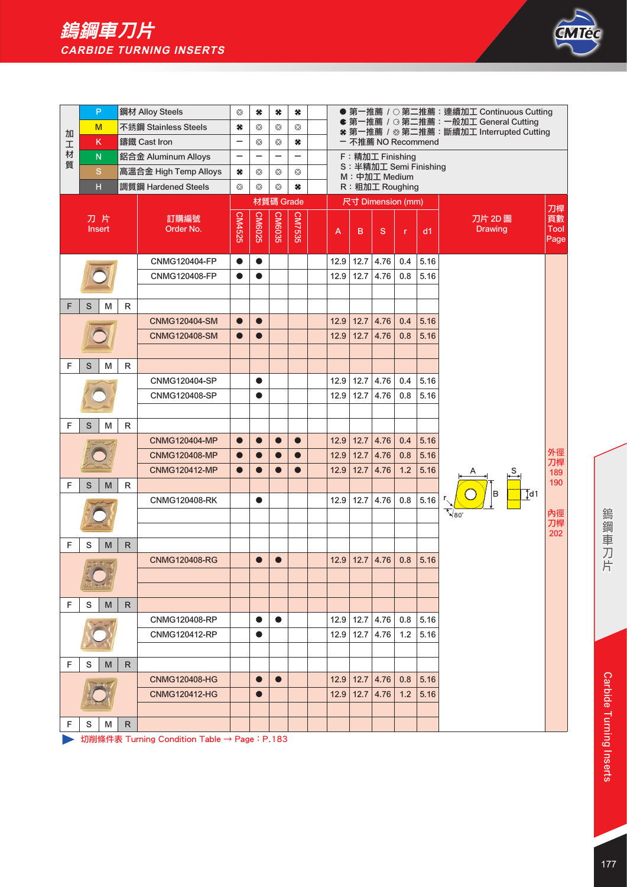# 鎢鋼車刀片

## CARBIDE TURNING INSERTS

| 加工材質 | | CM4525 | CM6025 | CM6035 | CM7535 |
|---|---|---|---|---|---|
| P | 鋼材 Alloy Steels | ⊛ | ✱ | ✱ | ✱ |
| M | 不銹鋼 Stainless Steels | ✱ | ⊛ | ⊛ | ⊛ |
| K | 鑄鐵 Cast Iron | – | ⊛ | ⊛ | ✱ |
| N | 鋁合金 Aluminum Alloys | – | – | – | – |
| S | 高溫合金 High Temp Alloys | ✱ | ⊛ | ⊛ | ⊛ |
| H | 調質鋼 Hardened Steels | ⊛ | ⊛ | ⊛ | ✱ |

● 第一推薦 / ○ 第二推薦：連續加工 Continuous Cutting
◐ 第一推薦 / ◌ 第二推薦：一般加工 General Cutting
✱ 第一推薦 / ⊛ 第二推薦：斷續加工 Interrupted Cutting
– 不推薦 NO Recommend

F：精加工 Finishing
S：半精加工 Semi Finishing
M：中加工 Medium
R：粗加工 Roughing

| 刀片 Insert (F/S/M/R) | 訂購編號 Order No. | CM4525 | CM6025 | CM6035 | CM7535 | A | B | S | r | d1 | 刀桿頁數 Tool Page |
|---|---|---|---|---|---|---|---|---|---|---|---|
| F | CNMG120404-FP | ● | ● | | | 12.9 | 12.7 | 4.76 | 0.4 | 5.16 | 外徑刀桿 189 190<br>內徑刀桿 202 |
| F | CNMG120408-FP | ● | ● | | | 12.9 | 12.7 | 4.76 | 0.8 | 5.16 | |
| S | CNMG120404-SM | ● | ● | | | 12.9 | 12.7 | 4.76 | 0.4 | 5.16 | |
| S | CNMG120408-SM | ● | ● | | | 12.9 | 12.7 | 4.76 | 0.8 | 5.16 | |
| S | CNMG120404-SP | | ● | | | 12.9 | 12.7 | 4.76 | 0.4 | 5.16 | |
| S | CNMG120408-SP | | ● | | | 12.9 | 12.7 | 4.76 | 0.8 | 5.16 | |
| S, M | CNMG120404-MP | ● | ● | ● | ● | 12.9 | 12.7 | 4.76 | 0.4 | 5.16 | |
| S, M | CNMG120408-MP | ● | ● | ● | ● | 12.9 | 12.7 | 4.76 | 0.8 | 5.16 | |
| S, M | CNMG120412-MP | ● | ● | ● | ● | 12.9 | 12.7 | 4.76 | 1.2 | 5.16 | |
| M, R | CNMG120408-RK | | ● | | | 12.9 | 12.7 | 4.76 | 0.8 | 5.16 | |
| M, R | CNMG120408-RG | | ● | ● | | 12.9 | 12.7 | 4.76 | 0.8 | 5.16 | |
| M, R | CNMG120408-RP | | ● | ● | | 12.9 | 12.7 | 4.76 | 0.8 | 5.16 | |
| M, R | CNMG120412-RP | | ● | | | 12.9 | 12.7 | 4.76 | 1.2 | 5.16 | |
| R | CNMG120408-HG | | ● | ● | | 12.9 | 12.7 | 4.76 | 0.8 | 5.16 | |
| R | CNMG120412-HG | | ● | | | 12.9 | 12.7 | 4.76 | 1.2 | 5.16 | |

刀片 2D 圖 Drawing: A, B, S, r, d1, 80°

▶ 切削條件表 Turning Condition Table → Page：P.183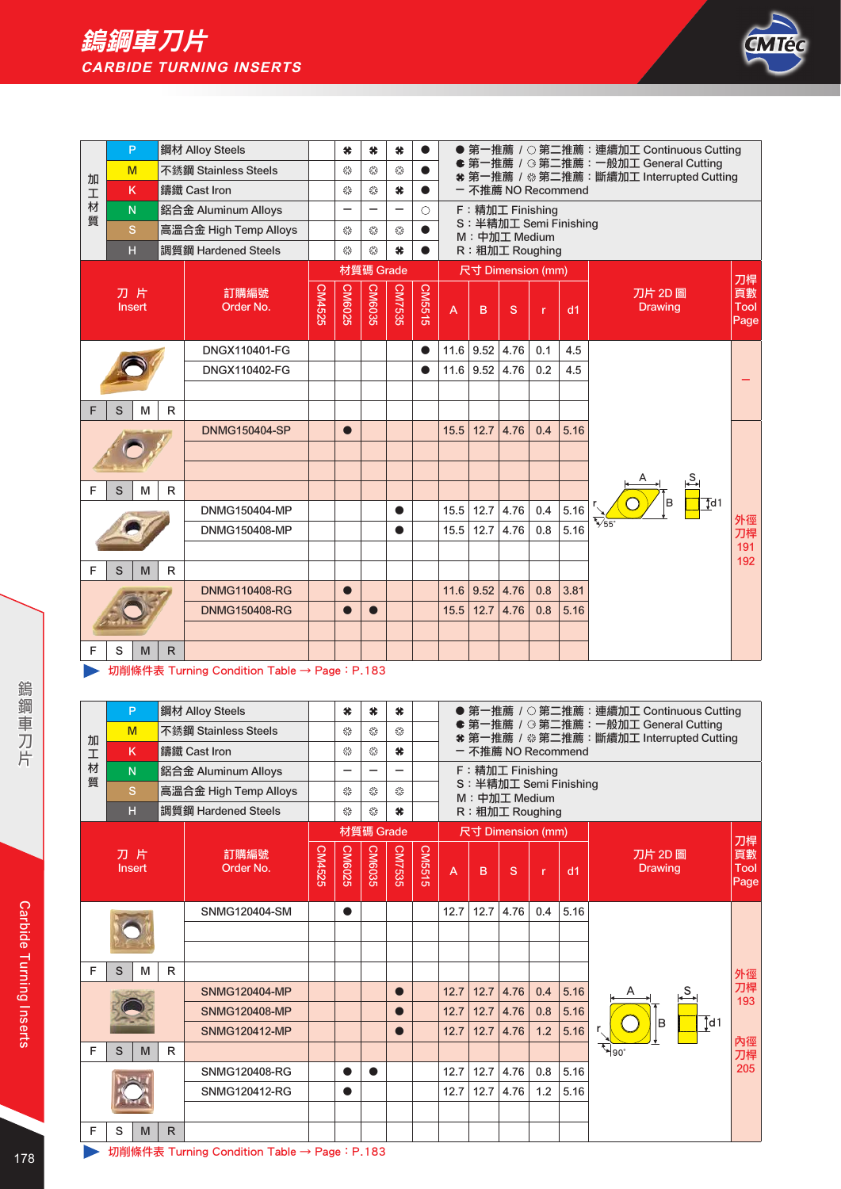# 鎢鋼車刀片

## CARBIDE TURNING INSERTS

| 加工材質 | | | | | | | |
|---|---|---|---|---|---|---|---|
| P | 鋼材 Alloy Steels | ✽ | ✽ | ✽ | ● | | |
| M | 不銹鋼 Stainless Steels | ❂ | ❂ | ❂ | ● | | |
| K | 鑄鐵 Cast Iron | ❂ | ❂ | ✽ | ● | | |
| N | 鋁合金 Aluminum Alloys | — | — | — | ○ | | |
| S | 高溫合金 High Temp Alloys | ❂ | ❂ | ❂ | ● | | |
| H | 調質鋼 Hardened Steels | ❂ | ❂ | ✽ | ● | | |

● 第一推薦 / ○ 第二推薦：連續加工 Continuous Cutting
◐ 第一推薦 / ◌ 第二推薦：一般加工 General Cutting
✽ 第一推薦 / ❂ 第二推薦：斷續加工 Interrupted Cutting
— 不推薦 NO Recommend

F：精加工 Finishing
S：半精加工 Semi Finishing
M：中加工 Medium
R：粗加工 Roughing

| 刀片 Insert | 訂購編號 Order No. | CM4525 | CM6025 | CM6035 | CM7535 | CM5515 | A | B | S | r | d1 | 刀片 2D 圖 Drawing | 刀桿頁數 Tool Page |
|---|---|---|---|---|---|---|---|---|---|---|---|---|---|
| F | DNGX110401-FG | | | | | ● | 11.6 | 9.52 | 4.76 | 0.1 | 4.5 | | — |
| | DNGX110402-FG | | | | | ● | 11.6 | 9.52 | 4.76 | 0.2 | 4.5 | | |
| S | DNMG150404-SP | | ● | | | | 15.5 | 12.7 | 4.76 | 0.4 | 5.16 | | 外徑刀桿 191 192 |
| M | DNMG150404-MP | | | | ● | | 15.5 | 12.7 | 4.76 | 0.4 | 5.16 | | |
| | DNMG150408-MP | | | | ● | | 15.5 | 12.7 | 4.76 | 0.8 | 5.16 | | |
| M R | DNMG110408-RG | | ● | | | | 11.6 | 9.52 | 4.76 | 0.8 | 3.81 | | |
| | DNMG150408-RG | | ● | ● | | | 15.5 | 12.7 | 4.76 | 0.8 | 5.16 | | |

▶ 切削條件表 Turning Condition Table → Page：P.183

| 加工材質 | | | | | | |
|---|---|---|---|---|---|---|
| P | 鋼材 Alloy Steels | ✽ | ✽ | ✽ | | |
| M | 不銹鋼 Stainless Steels | ❂ | ❂ | ❂ | | |
| K | 鑄鐵 Cast Iron | ❂ | ❂ | ✽ | | |
| N | 鋁合金 Aluminum Alloys | — | — | — | | |
| S | 高溫合金 High Temp Alloys | ❂ | ❂ | ❂ | | |
| H | 調質鋼 Hardened Steels | ❂ | ❂ | ✽ | | |

● 第一推薦 / ○ 第二推薦：連續加工 Continuous Cutting
◐ 第一推薦 / ◌ 第二推薦：一般加工 General Cutting
✽ 第一推薦 / ❂ 第二推薦：斷續加工 Interrupted Cutting
— 不推薦 NO Recommend

F：精加工 Finishing
S：半精加工 Semi Finishing
M：中加工 Medium
R：粗加工 Roughing

| 刀片 Insert | 訂購編號 Order No. | CM4525 | CM6025 | CM6035 | CM7535 | CM5515 | A | B | S | r | d1 | 刀片 2D 圖 Drawing | 刀桿頁數 Tool Page |
|---|---|---|---|---|---|---|---|---|---|---|---|---|---|
| S | SNMG120404-SM | | ● | | | | 12.7 | 12.7 | 4.76 | 0.4 | 5.16 | | 外徑刀桿 193 內徑刀桿 205 |
| M | SNMG120404-MP | | | | ● | | 12.7 | 12.7 | 4.76 | 0.4 | 5.16 | | |
| | SNMG120408-MP | | | | ● | | 12.7 | 12.7 | 4.76 | 0.8 | 5.16 | | |
| | SNMG120412-MP | | | | ● | | 12.7 | 12.7 | 4.76 | 1.2 | 5.16 | | |
| M R | SNMG120408-RG | | ● | ● | | | 12.7 | 12.7 | 4.76 | 0.8 | 5.16 | | |
| | SNMG120412-RG | | ● | | | | 12.7 | 12.7 | 4.76 | 1.2 | 5.16 | | |

▶ 切削條件表 Turning Condition Table → Page：P.183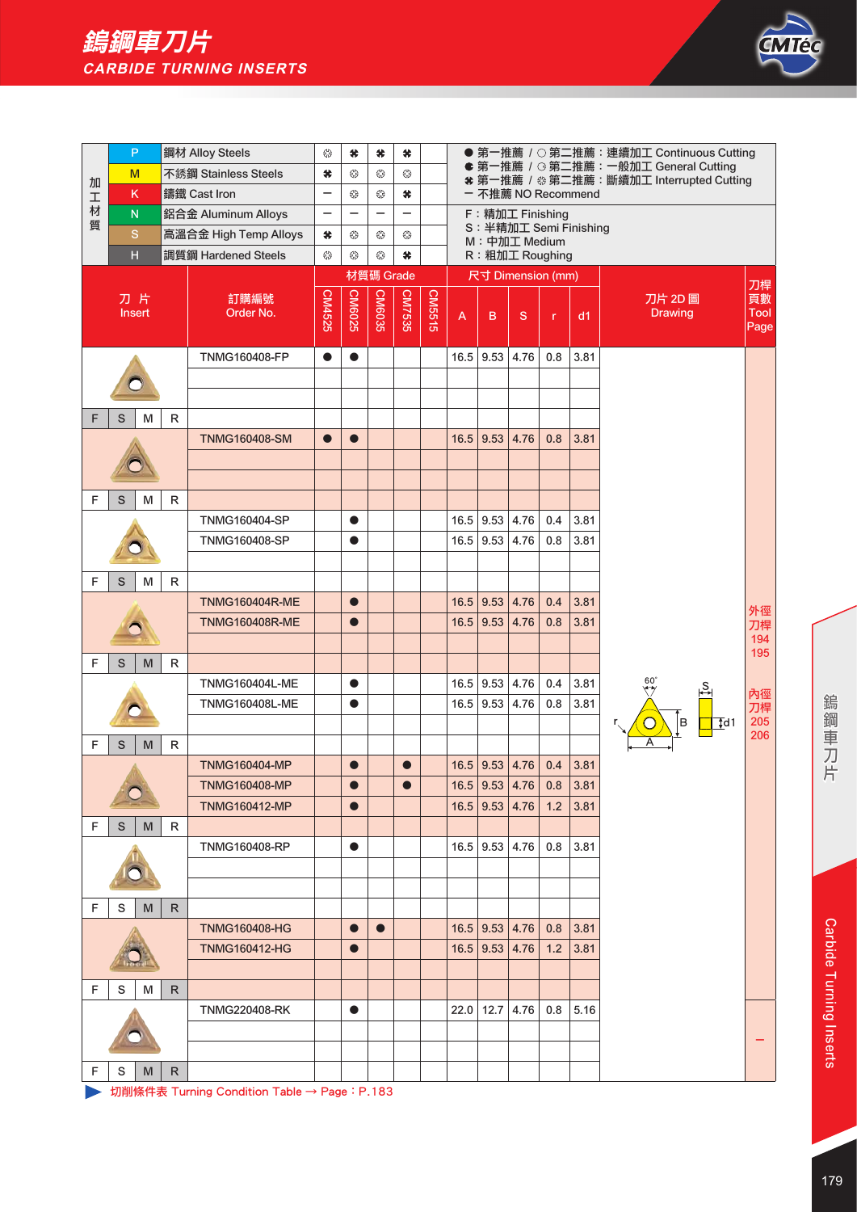# 鎢鋼車刀片
## CARBIDE TURNING INSERTS

| 加工材質 | | CM4525 | CM6025 | CM6035 | CM7535 | CM5515 |
|---|---|---|---|---|---|---|
| P | 鋼材 Alloy Steels | ❂ | ✽ | ✽ | ✽ | |
| M | 不銹鋼 Stainless Steels | ✽ | ❂ | ❂ | ❂ | |
| K | 鑄鐵 Cast Iron | − | ❂ | ❂ | ✽ | |
| N | 鋁合金 Aluminum Alloys | − | − | − | − | |
| S | 高溫合金 High Temp Alloys | ✽ | ❂ | ❂ | ❂ | |
| H | 調質鋼 Hardened Steels | ❂ | ❂ | ❂ | ✽ | |

● 第一推薦 / ○ 第二推薦：連續加工 Continuous Cutting
◐ 第一推薦 / ◌ 第二推薦：一般加工 General Cutting
✽ 第一推薦 / ❂ 第二推薦：斷續加工 Interrupted Cutting
− 不推薦 NO Recommend

F：精加工 Finishing
S：半精加工 Semi Finishing
M：中加工 Medium
R：粗加工 Roughing

| 刀片 Insert | 訂購編號 Order No. | CM4525 | CM6025 | CM6035 | CM7535 | CM5515 | A | B | S | r | d1 | 刀桿頁數 Tool Page |
|---|---|---|---|---|---|---|---|---|---|---|---|---|
| F | TNMG160408-FP | ● | ● | | | | 16.5 | 9.53 | 4.76 | 0.8 | 3.81 | 外徑刀桿 194 195 / 內徑刀桿 205 206 |
| F | TNMG160408-SM | ● | ● | | | | 16.5 | 9.53 | 4.76 | 0.8 | 3.81 | |
| F | TNMG160404-SP | | ● | | | | 16.5 | 9.53 | 4.76 | 0.4 | 3.81 | |
| F | TNMG160408-SP | | ● | | | | 16.5 | 9.53 | 4.76 | 0.8 | 3.81 | |
| S, M | TNMG160404R-ME | | ● | | | | 16.5 | 9.53 | 4.76 | 0.4 | 3.81 | |
| S, M | TNMG160408R-ME | | ● | | | | 16.5 | 9.53 | 4.76 | 0.8 | 3.81 | |
| S, M | TNMG160404L-ME | | ● | | | | 16.5 | 9.53 | 4.76 | 0.4 | 3.81 | |
| S, M | TNMG160408L-ME | | ● | | | | 16.5 | 9.53 | 4.76 | 0.8 | 3.81 | |
| M | TNMG160404-MP | | ● | | ● | | 16.5 | 9.53 | 4.76 | 0.4 | 3.81 | |
| M | TNMG160408-MP | | ● | | ● | | 16.5 | 9.53 | 4.76 | 0.8 | 3.81 | |
| M | TNMG160412-MP | | ● | | | | 16.5 | 9.53 | 4.76 | 1.2 | 3.81 | |
| M, R | TNMG160408-RP | | ● | | | | 16.5 | 9.53 | 4.76 | 0.8 | 3.81 | |
| R | TNMG160408-HG | | ● | ● | | | 16.5 | 9.53 | 4.76 | 0.8 | 3.81 | |
| R | TNMG160412-HG | | ● | | | | 16.5 | 9.53 | 4.76 | 1.2 | 3.81 | |
| M, R | TNMG220408-RK | | ● | | | | 22.0 | 12.7 | 4.76 | 0.8 | 5.16 | − |

刀片 2D 圖 Drawing: 60°, S, r, B, d1, A

▶ 切削條件表 Turning Condition Table → Page：P.183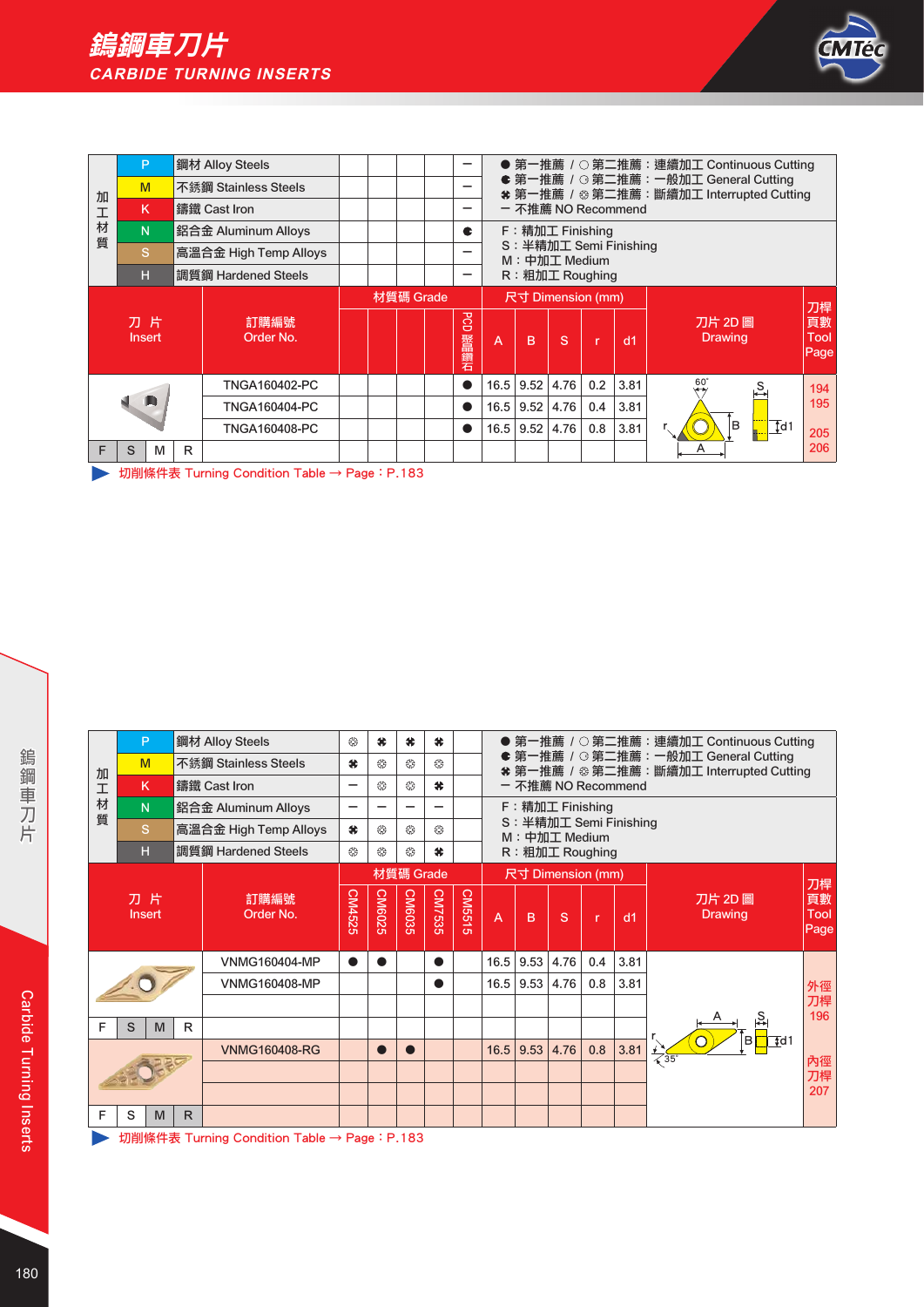# 鎢鋼車刀片
## CARBIDE TURNING INSERTS

| 加工材質 | | | | | | | | |
|---|---|---|---|---|---|---|---|---|
| P | 鋼材 Alloy Steels | | | | | — | | |
| M | 不銹鋼 Stainless Steels | | | | | — | | |
| K | 鑄鐵 Cast Iron | | | | | — | | |
| N | 鋁合金 Aluminum Alloys | | | | | ◐ | | |
| S | 高溫合金 High Temp Alloys | | | | | — | | |
| H | 調質鋼 Hardened Steels | | | | | — | | |

● 第一推薦 / ○ 第二推薦：連續加工 Continuous Cutting
◐ 第一推薦 / ◌ 第二推薦：一般加工 General Cutting
✽ 第一推薦 / ❂ 第二推薦：斷續加工 Interrupted Cutting
— 不推薦 NO Recommend

F：精加工 Finishing
S：半精加工 Semi Finishing
M：中加工 Medium
R：粗加工 Roughing

| 刀片 Insert | 訂購編號 Order No. | | | | | PCD聚晶鑽石 | A | B | S | r | d1 | 刀片 2D 圖 Drawing | 刀桿頁數 Tool Page |
|---|---|---|---|---|---|---|---|---|---|---|---|---|---|
| | TNGA160402-PC | | | | | ● | 16.5 | 9.52 | 4.76 | 0.2 | 3.81 | | 194 195 |
| | TNGA160404-PC | | | | | ● | 16.5 | 9.52 | 4.76 | 0.4 | 3.81 | | |
| | TNGA160408-PC | | | | | ● | 16.5 | 9.52 | 4.76 | 0.8 | 3.81 | | 205 206 |
| F S M R | | | | | | | | | | | | | |

▶ 切削條件表 Turning Condition Table → Page：P.183

| 加工材質 | | CM4525 | CM6025 | CM6035 | CM7535 | CM5515 |
|---|---|---|---|---|---|---|
| P | 鋼材 Alloy Steels | ❂ | ✽ | ✽ | ✽ | |
| M | 不銹鋼 Stainless Steels | ✽ | ❂ | ❂ | ❂ | |
| K | 鑄鐵 Cast Iron | — | ❂ | ❂ | ✽ | |
| N | 鋁合金 Aluminum Alloys | — | — | — | — | |
| S | 高溫合金 High Temp Alloys | ✽ | ❂ | ❂ | ❂ | |
| H | 調質鋼 Hardened Steels | ❂ | ❂ | ❂ | ✽ | |

● 第一推薦 / ○ 第二推薦：連續加工 Continuous Cutting
◐ 第一推薦 / ◌ 第二推薦：一般加工 General Cutting
✽ 第一推薦 / ❂ 第二推薦：斷續加工 Interrupted Cutting
— 不推薦 NO Recommend

F：精加工 Finishing
S：半精加工 Semi Finishing
M：中加工 Medium
R：粗加工 Roughing

| 刀片 Insert | 訂購編號 Order No. | CM4525 | CM6025 | CM6035 | CM7535 | CM5515 | A | B | S | r | d1 | 刀片 2D 圖 Drawing | 刀桿頁數 Tool Page |
|---|---|---|---|---|---|---|---|---|---|---|---|---|---|
| | VNMG160404-MP | ● | ● | | ● | | 16.5 | 9.53 | 4.76 | 0.4 | 3.81 | | 外徑刀桿 196 |
| | VNMG160408-MP | | | | ● | | 16.5 | 9.53 | 4.76 | 0.8 | 3.81 | | |
| F S M R | | | | | | | | | | | | | |
| | VNMG160408-RG | | ● | ● | | | 16.5 | 9.53 | 4.76 | 0.8 | 3.81 | | 內徑刀桿 207 |
| F S M R | | | | | | | | | | | | | |

▶ 切削條件表 Turning Condition Table → Page：P.183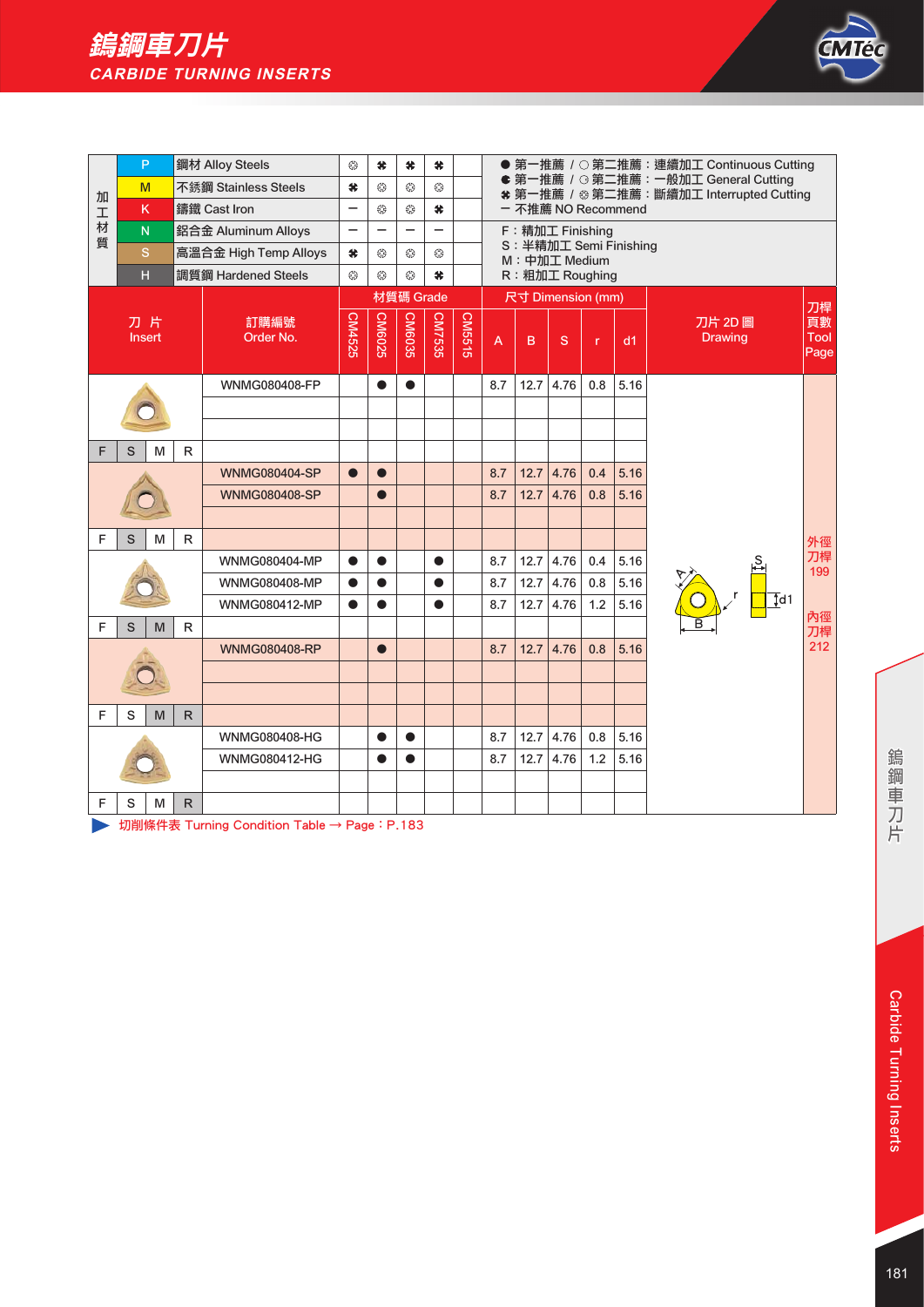# 鎢鋼車刀片
## CARBIDE TURNING INSERTS

| 加工材質 | | | CM4525 | CM6025 | CM6035 | CM7535 | CM5515 |
|---|---|---|---|---|---|---|---|
| P | 鋼材 Alloy Steels | | ❂ | ✽ | ✽ | ✽ | |
| M | 不銹鋼 Stainless Steels | | ✽ | ❂ | ❂ | ❂ | |
| K | 鑄鐵 Cast Iron | | — | ❂ | ❂ | ✽ | |
| N | 鋁合金 Aluminum Alloys | | — | — | — | — | |
| S | 高溫合金 High Temp Alloys | | ✽ | ❂ | ❂ | ❂ | |
| H | 調質鋼 Hardened Steels | | ❂ | ❂ | ❂ | ✽ | |

● 第一推薦 / ○ 第二推薦：連續加工 Continuous Cutting
◐ 第一推薦 / ◌ 第二推薦：一般加工 General Cutting
✽ 第一推薦 / ❂ 第二推薦：斷續加工 Interrupted Cutting
— 不推薦 NO Recommend

F：精加工 Finishing
S：半精加工 Semi Finishing
M：中加工 Medium
R：粗加工 Roughing

| 刀片 Insert | 訂購編號 Order No. | CM4525 | CM6025 | CM6035 | CM7535 | CM5515 | A | B | S | r | d1 | 刀片 2D 圖 Drawing | 刀桿頁數 Tool Page |
|---|---|---|---|---|---|---|---|---|---|---|---|---|---|
| F | WNMG080408-FP | | ● | ● | | | 8.7 | 12.7 | 4.76 | 0.8 | 5.16 | | 外徑刀桿 199 / 內徑刀桿 212 |
| S | WNMG080404-SP | ● | ● | | | | 8.7 | 12.7 | 4.76 | 0.4 | 5.16 | | |
| S | WNMG080408-SP | | ● | | | | 8.7 | 12.7 | 4.76 | 0.8 | 5.16 | | |
| M | WNMG080404-MP | ● | ● | | ● | | 8.7 | 12.7 | 4.76 | 0.4 | 5.16 | | |
| M | WNMG080408-MP | ● | ● | | ● | | 8.7 | 12.7 | 4.76 | 0.8 | 5.16 | | |
| M | WNMG080412-MP | ● | ● | | ● | | 8.7 | 12.7 | 4.76 | 1.2 | 5.16 | | |
| M, R | WNMG080408-RP | | ● | | | | 8.7 | 12.7 | 4.76 | 0.8 | 5.16 | | |
| R | WNMG080408-HG | | ● | ● | | | 8.7 | 12.7 | 4.76 | 0.8 | 5.16 | | |
| R | WNMG080412-HG | | ● | ● | | | 8.7 | 12.7 | 4.76 | 1.2 | 5.16 | | |

▶ 切削條件表 Turning Condition Table → Page：P.183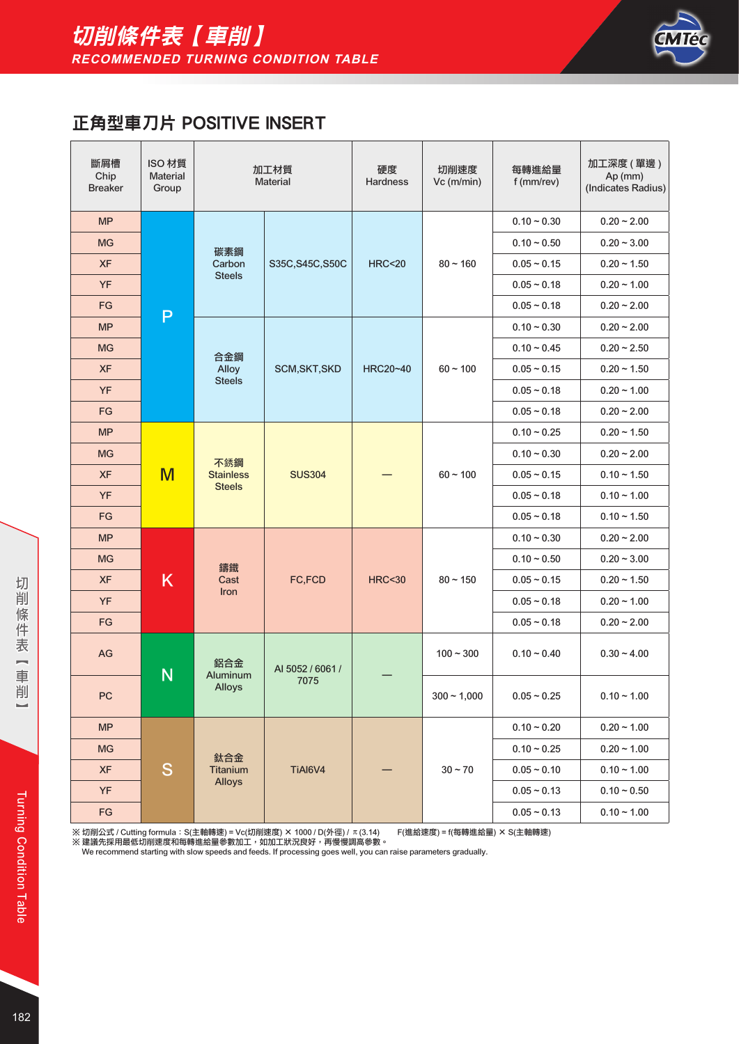# 切削條件表【車削】
## RECOMMENDED TURNING CONDITION TABLE

### 正角型車刀片 POSITIVE INSERT

| 斷屑槽 Chip Breaker | ISO 材質 Material Group | 加工材質 Material | | 硬度 Hardness | 切削速度 Vc (m/min) | 每轉進給量 f (mm/rev) | 加工深度 ( 單邊 ) Ap (mm) (Indicates Radius) |
|---|---|---|---|---|---|---|---|
| MP | P | 碳素鋼 Carbon Steels | S35C,S45C,S50C | HRC<20 | 80 ~ 160 | 0.10 ~ 0.30 | 0.20 ~ 2.00 |
| MG | | | | | | 0.10 ~ 0.50 | 0.20 ~ 3.00 |
| XF | | | | | | 0.05 ~ 0.15 | 0.20 ~ 1.50 |
| YF | | | | | | 0.05 ~ 0.18 | 0.20 ~ 1.00 |
| FG | | | | | | 0.05 ~ 0.18 | 0.20 ~ 2.00 |
| MP | | 合金鋼 Alloy Steels | SCM,SKT,SKD | HRC20~40 | 60 ~ 100 | 0.10 ~ 0.30 | 0.20 ~ 2.00 |
| MG | | | | | | 0.10 ~ 0.45 | 0.20 ~ 2.50 |
| XF | | | | | | 0.05 ~ 0.15 | 0.20 ~ 1.50 |
| YF | | | | | | 0.05 ~ 0.18 | 0.20 ~ 1.00 |
| FG | | | | | | 0.05 ~ 0.18 | 0.20 ~ 2.00 |
| MP | M | 不銹鋼 Stainless Steels | SUS304 | — | 60 ~ 100 | 0.10 ~ 0.25 | 0.20 ~ 1.50 |
| MG | | | | | | 0.10 ~ 0.30 | 0.20 ~ 2.00 |
| XF | | | | | | 0.05 ~ 0.15 | 0.10 ~ 1.50 |
| YF | | | | | | 0.05 ~ 0.18 | 0.10 ~ 1.00 |
| FG | | | | | | 0.05 ~ 0.18 | 0.10 ~ 1.50 |
| MP | K | 鑄鐵 Cast Iron | FC,FCD | HRC<30 | 80 ~ 150 | 0.10 ~ 0.30 | 0.20 ~ 2.00 |
| MG | | | | | | 0.10 ~ 0.50 | 0.20 ~ 3.00 |
| XF | | | | | | 0.05 ~ 0.15 | 0.20 ~ 1.50 |
| YF | | | | | | 0.05 ~ 0.18 | 0.20 ~ 1.00 |
| FG | | | | | | 0.05 ~ 0.18 | 0.20 ~ 2.00 |
| AG | N | 鋁合金 Aluminum Alloys | Al 5052 / 6061 / 7075 | — | 100 ~ 300 | 0.10 ~ 0.40 | 0.30 ~ 4.00 |
| PC | | | | | 300 ~ 1,000 | 0.05 ~ 0.25 | 0.10 ~ 1.00 |
| MP | S | 鈦合金 Titanium Alloys | TiAl6V4 | — | 30 ~ 70 | 0.10 ~ 0.20 | 0.20 ~ 1.00 |
| MG | | | | | | 0.10 ~ 0.25 | 0.20 ~ 1.00 |
| XF | | | | | | 0.05 ~ 0.10 | 0.10 ~ 1.00 |
| YF | | | | | | 0.05 ~ 0.13 | 0.10 ~ 0.50 |
| FG | | | | | | 0.05 ~ 0.13 | 0.10 ~ 1.00 |

※ 切削公式 / Cutting formula：S(主軸轉速) = Vc(切削速度) ✕ 1000 / D(外徑) / π(3.14)　　F(進給速度) = f(每轉進給量) ✕ S(主軸轉速)

※ 建議先採用最低切削速度和每轉進給量參數加工，如加工狀況良好，再慢慢調高參數。
We recommend starting with slow speeds and feeds. If processing goes well, you can raise parameters gradually.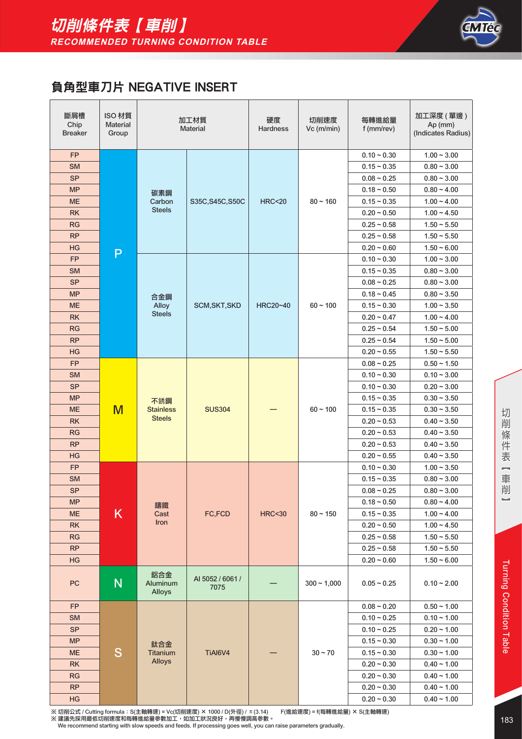# 切削條件表【車削】

## RECOMMENDED TURNING CONDITION TABLE

### 負角型車刀片 NEGATIVE INSERT

| 斷屑槽 Chip Breaker | ISO 材質 Material Group | 加工材質 Material | | 硬度 Hardness | 切削速度 Vc (m/min) | 每轉進給量 f (mm/rev) | 加工深度 ( 單邊 ) Ap (mm) (Indicates Radius) |
|---|---|---|---|---|---|---|---|
| FP | P | 碳素鋼 Carbon Steels | S35C,S45C,S50C | HRC<20 | 80 ~ 160 | 0.10 ~ 0.30 | 1.00 ~ 3.00 |
| SM | | | | | | 0.15 ~ 0.35 | 0.80 ~ 3.00 |
| SP | | | | | | 0.08 ~ 0.25 | 0.80 ~ 3.00 |
| MP | | | | | | 0.18 ~ 0.50 | 0.80 ~ 4.00 |
| ME | | | | | | 0.15 ~ 0.35 | 1.00 ~ 4.00 |
| RK | | | | | | 0.20 ~ 0.50 | 1.00 ~ 4.50 |
| RG | | | | | | 0.25 ~ 0.58 | 1.50 ~ 5.50 |
| RP | | | | | | 0.25 ~ 0.58 | 1.50 ~ 5.50 |
| HG | | | | | | 0.20 ~ 0.60 | 1.50 ~ 6.00 |
| FP | | 合金鋼 Alloy Steels | SCM,SKT,SKD | HRC20~40 | 60 ~ 100 | 0.10 ~ 0.30 | 1.00 ~ 3.00 |
| SM | | | | | | 0.15 ~ 0.35 | 0.80 ~ 3.00 |
| SP | | | | | | 0.08 ~ 0.25 | 0.80 ~ 3.00 |
| MP | | | | | | 0.18 ~ 0.45 | 0.80 ~ 3.50 |
| ME | | | | | | 0.15 ~ 0.30 | 1.00 ~ 3.50 |
| RK | | | | | | 0.20 ~ 0.47 | 1.00 ~ 4.00 |
| RG | | | | | | 0.25 ~ 0.54 | 1.50 ~ 5.00 |
| RP | | | | | | 0.25 ~ 0.54 | 1.50 ~ 5.00 |
| HG | | | | | | 0.20 ~ 0.55 | 1.50 ~ 5.50 |
| FP | M | 不銹鋼 Stainless Steels | SUS304 | — | 60 ~ 100 | 0.08 ~ 0.25 | 0.50 ~ 1.50 |
| SM | | | | | | 0.10 ~ 0.30 | 0.10 ~ 3.00 |
| SP | | | | | | 0.10 ~ 0.30 | 0.20 ~ 3.00 |
| MP | | | | | | 0.15 ~ 0.35 | 0.30 ~ 3.50 |
| ME | | | | | | 0.15 ~ 0.35 | 0.30 ~ 3.50 |
| RK | | | | | | 0.20 ~ 0.53 | 0.40 ~ 3.50 |
| RG | | | | | | 0.20 ~ 0.53 | 0.40 ~ 3.50 |
| RP | | | | | | 0.20 ~ 0.53 | 0.40 ~ 3.50 |
| HG | | | | | | 0.20 ~ 0.55 | 0.40 ~ 3.50 |
| FP | K | 鑄鐵 Cast Iron | FC,FCD | HRC<30 | 80 ~ 150 | 0.10 ~ 0.30 | 1.00 ~ 3.50 |
| SM | | | | | | 0.15 ~ 0.35 | 0.80 ~ 3.00 |
| SP | | | | | | 0.08 ~ 0.25 | 0.80 ~ 3.00 |
| MP | | | | | | 0.18 ~ 0.50 | 0.80 ~ 4.00 |
| ME | | | | | | 0.15 ~ 0.35 | 1.00 ~ 4.00 |
| RK | | | | | | 0.20 ~ 0.50 | 1.00 ~ 4.50 |
| RG | | | | | | 0.25 ~ 0.58 | 1.50 ~ 5.50 |
| RP | | | | | | 0.25 ~ 0.58 | 1.50 ~ 5.50 |
| HG | | | | | | 0.20 ~ 0.60 | 1.50 ~ 6.00 |
| PC | N | 鋁合金 Aluminum Alloys | Al 5052 / 6061 / 7075 | — | 300 ~ 1,000 | 0.05 ~ 0.25 | 0.10 ~ 2.00 |
| FP | S | 鈦合金 Titanium Alloys | TiAl6V4 | — | 30 ~ 70 | 0.08 ~ 0.20 | 0.50 ~ 1.00 |
| SM | | | | | | 0.10 ~ 0.25 | 0.10 ~ 1.00 |
| SP | | | | | | 0.10 ~ 0.25 | 0.20 ~ 1.00 |
| MP | | | | | | 0.15 ~ 0.30 | 0.30 ~ 1.00 |
| ME | | | | | | 0.15 ~ 0.30 | 0.30 ~ 1.00 |
| RK | | | | | | 0.20 ~ 0.30 | 0.40 ~ 1.00 |
| RG | | | | | | 0.20 ~ 0.30 | 0.40 ~ 1.00 |
| RP | | | | | | 0.20 ~ 0.30 | 0.40 ~ 1.00 |
| HG | | | | | | 0.20 ~ 0.30 | 0.40 ~ 1.00 |

※ 切削公式 / Cutting formula：S(主軸轉速) = Vc(切削速度) × 1000 / D(外徑) / π(3.14)　　F(進給速度) = f(每轉進給量) × S(主軸轉速)

※ 建議先採用最低切削速度和每轉進給量參數加工，如加工狀況良好，再慢慢調高參數。

We recommend starting with slow speeds and feeds. If processing goes well, you can raise parameters gradually.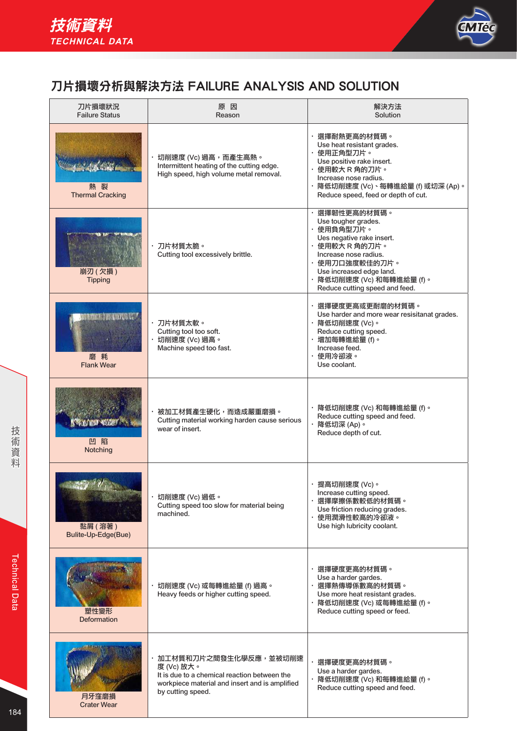## 刀片損壞分析與解決方法 FAILURE ANALYSIS AND SOLUTION

| 刀片損壞狀況 Failure Status | 原 因 Reason | 解決方法 Solution |
|---|---|---|
| 熱 裂 Thermal Cracking | ・切削速度 (Vc) 過高，而產生高熱。 Intermittent heating of the cutting edge. High speed, high volume metal removal. | ・選擇耐熱更高的材質碼。 Use heat resistant grades. ・使用正角型刀片。 Use positive rake insert. ・使用較大 R 角的刀片。 Increase nose radius. ・降低切削速度 (Vc)、每轉進給量 (f) 或切深 (Ap)。 Reduce speed, feed or depth of cut. |
| 崩刃 ( 欠損 ) Tipping | ・刀片材質太脆。 Cutting tool excessively brittle. | ・選擇韌性更高的材質碼。 Use tougher grades. ・使用負角型刀片。 Ues negative rake insert. ・使用較大 R 角的刀片。 Increase nose radius. ・使用刀口強度較佳的刀片。 Use increased edge land. ・降低切削速度 (Vc) 和每轉進給量 (f)。 Reduce cutting speed and feed. |
| 磨 耗 Flank Wear | ・刀片材質太軟。 Cutting tool too soft. ・切削速度 (Vc) 過高。 Machine speed too fast. | ・選擇硬度更高或更耐磨的材質碼。 Use harder and more wear resisitanat grades. ・降低切削速度 (Vc)。 Reduce cutting speed. ・增加每轉進給量 (f)。 Increase feed. ・使用冷卻液。 Use coolant. |
| 凹 陷 Notching | ・被加工材質產生硬化，而造成嚴重磨損。 Cutting material working harden cause serious wear of insert. | ・降低切削速度 (Vc) 和每轉進給量 (f)。 Reduce cutting speed and feed. ・降低切深 (Ap)。 Reduce depth of cut. |
| 黏屑 ( 溶著 ) Bulite-Up-Edge(Bue) | ・切削速度 (Vc) 過低。 Cutting speed too slow for material being machined. | ・提高切削速度 (Vc)。 Increase cutting speed. ・選擇摩擦係數較低的材質碼。 Use friction reducing grades. ・使用潤滑性較高的冷卻液。 Use high lubricity coolant. |
| 塑性變形 Deformation | ・切削速度 (Vc) 或每轉進給量 (f) 過高。 Heavy feeds or higher cutting speed. | ・選擇硬度更高的材質碼。 Use a harder gardes. ・選擇熱傳導係數高的材質碼。 Use more heat resistant grades. ・降低切削速度 (Vc) 或每轉進給量 (f)。 Reduce cutting speed or feed. |
| 月牙窪磨損 Crater Wear | ・加工材質和刀片之間發生化學反應，並被切削速度 (Vc) 放大。 It is due to a chemical reaction between the workpiece material and insert and is amplified by cutting speed. | ・選擇硬度更高的材質碼。 Use a harder gardes. ・降低切削速度 (Vc) 和每轉進給量 (f)。 Reduce cutting speed and feed. |